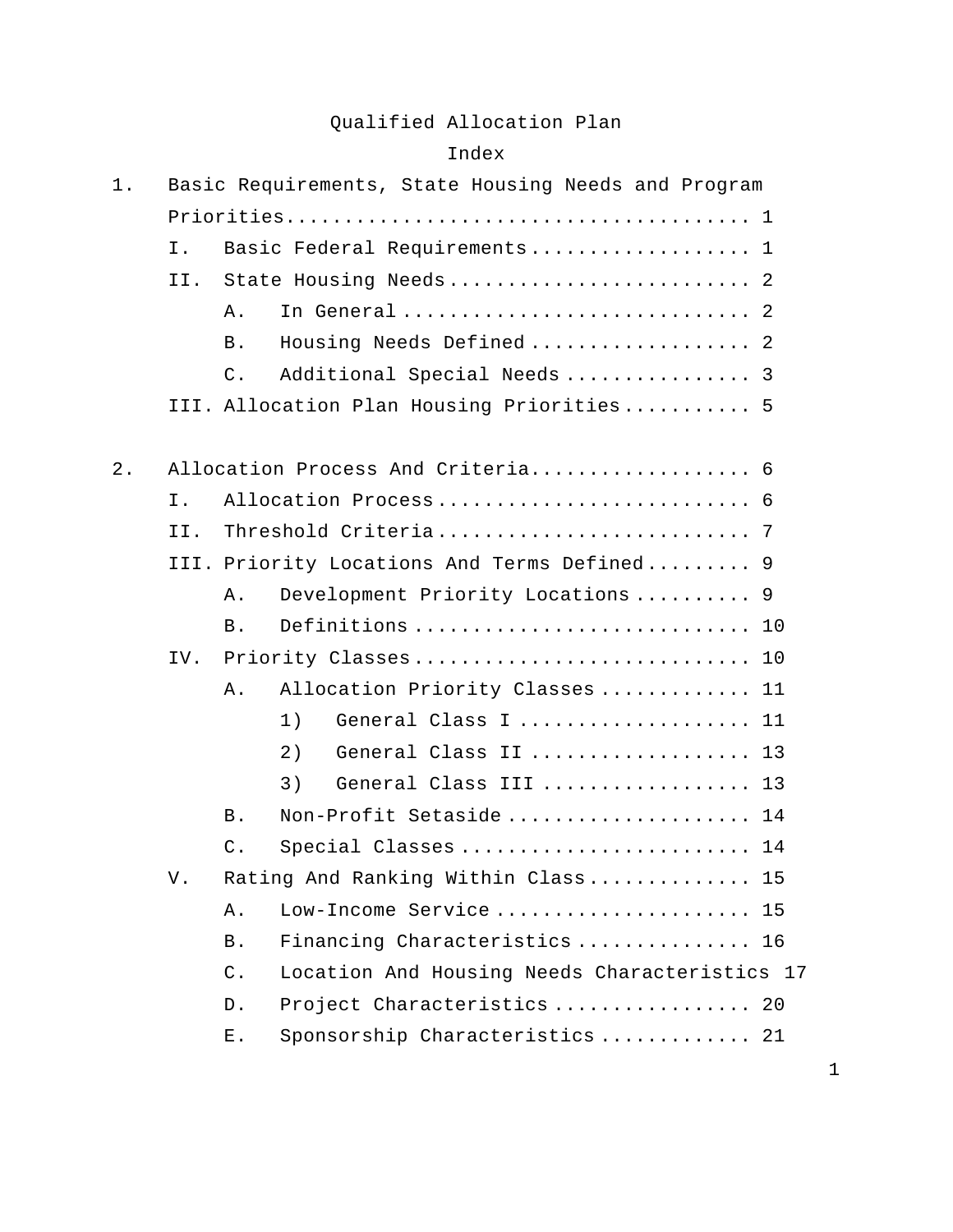# Qualified Allocation Plan

## Index

1. Basic Requirements, State Housing Needs and Program Priorities....................................... 1
    - I. Basic Federal Requirements.................. 1
    - II. State Housing Needs......................... 2
        - A. In General............................ 2
        - B. Housing Needs Defined.................. 2
        - C. Additional Special Needs............... 3
    - III. Allocation Plan Housing Priorities.......... 5

2. Allocation Process And Criteria.................. 6
    - I. Allocation Process.......................... 6
    - II. Threshold Criteria.......................... 7
    - III. Priority Locations And Terms Defined......... 9
        - A. Development Priority Locations.......... 9
        - B. Definitions............................ 10
    - IV. Priority Classes............................ 10
        - A. Allocation Priority Classes............ 11
            - 1) General Class I................... 11
            - 2) General Class II.................. 13
            - 3) General Class III................. 13
        - B. Non-Profit Setaside.................... 14
        - C. Special Classes........................ 14
    - V. Rating And Ranking Within Class............. 15
        - A. Low-Income Service..................... 15
        - B. Financing Characteristics.............. 16
        - C. Location And Housing Needs Characteristics 17
        - D. Project Characteristics................ 20
        - E. Sponsorship Characteristics............ 21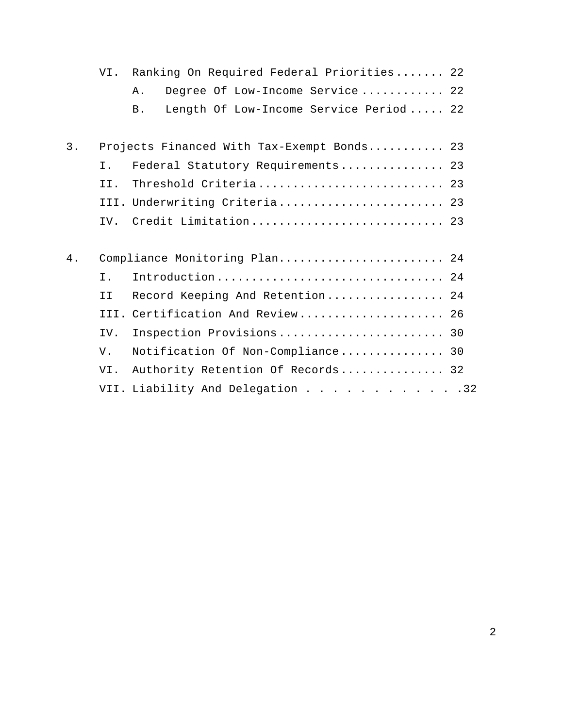VI. Ranking On Required Federal Priorities....... 22

A. Degree Of Low-Income Service ............ 22

B. Length Of Low-Income Service Period ..... 22

3. Projects Financed With Tax-Exempt Bonds........... 23

I. Federal Statutory Requirements............... 23

II. Threshold Criteria.......................... 23

III. Underwriting Criteria........................ 23

IV. Credit Limitation........................... 23

4. Compliance Monitoring Plan........................ 24

I. Introduction................................ 24

II Record Keeping And Retention................. 24

III. Certification And Review..................... 26

IV. Inspection Provisions........................ 30

V. Notification Of Non-Compliance............... 30

VI. Authority Retention Of Records............... 32

VII. Liability And Delegation . . . . . . . . . . . .32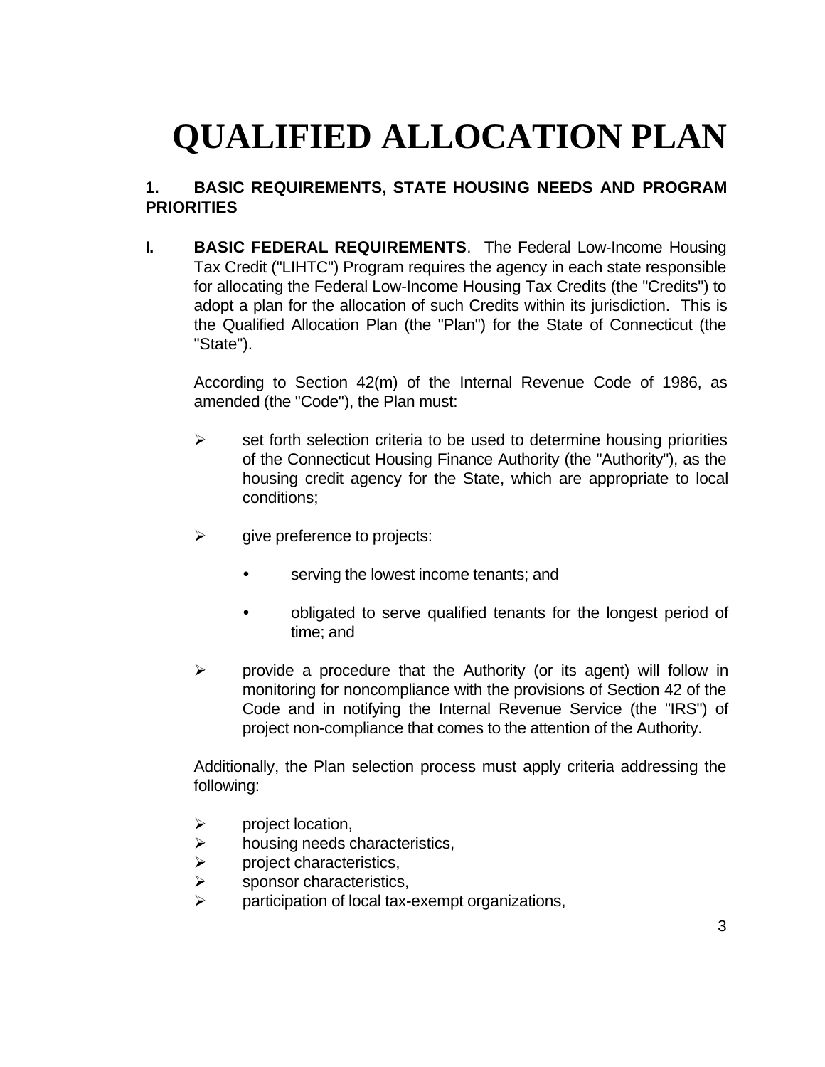# QUALIFIED ALLOCATION PLAN

## 1. BASIC REQUIREMENTS, STATE HOUSING NEEDS AND PROGRAM PRIORITIES

**I. BASIC FEDERAL REQUIREMENTS**. The Federal Low-Income Housing Tax Credit ("LIHTC") Program requires the agency in each state responsible for allocating the Federal Low-Income Housing Tax Credits (the "Credits") to adopt a plan for the allocation of such Credits within its jurisdiction. This is the Qualified Allocation Plan (the "Plan") for the State of Connecticut (the "State").

According to Section 42(m) of the Internal Revenue Code of 1986, as amended (the "Code"), the Plan must:

- set forth selection criteria to be used to determine housing priorities of the Connecticut Housing Finance Authority (the "Authority"), as the housing credit agency for the State, which are appropriate to local conditions;
- give preference to projects:
  - serving the lowest income tenants; and
  - obligated to serve qualified tenants for the longest period of time; and
- provide a procedure that the Authority (or its agent) will follow in monitoring for noncompliance with the provisions of Section 42 of the Code and in notifying the Internal Revenue Service (the "IRS") of project non-compliance that comes to the attention of the Authority.

Additionally, the Plan selection process must apply criteria addressing the following:

- project location,
- housing needs characteristics,
- project characteristics,
- sponsor characteristics,
- participation of local tax-exempt organizations,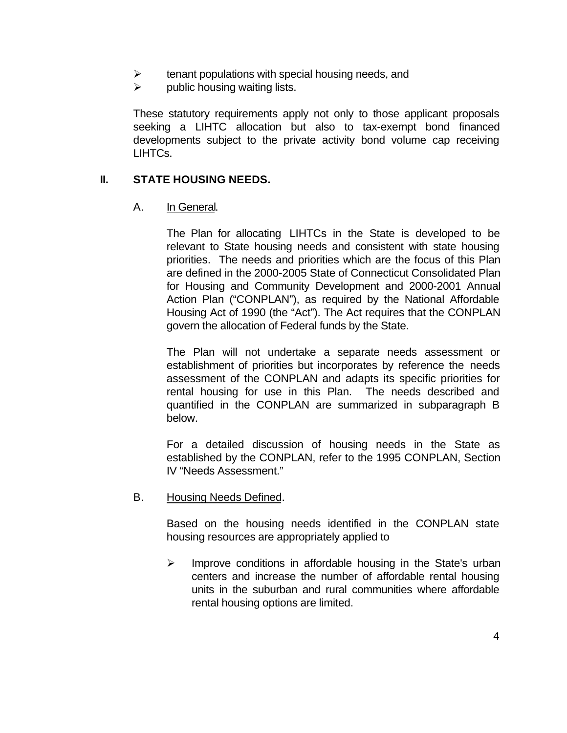- tenant populations with special housing needs, and
- public housing waiting lists.

These statutory requirements apply not only to those applicant proposals seeking a LIHTC allocation but also to tax-exempt bond financed developments subject to the private activity bond volume cap receiving LIHTCs.

## II. STATE HOUSING NEEDS.

### A. In General.

The Plan for allocating LIHTCs in the State is developed to be relevant to State housing needs and consistent with state housing priorities. The needs and priorities which are the focus of this Plan are defined in the 2000-2005 State of Connecticut Consolidated Plan for Housing and Community Development and 2000-2001 Annual Action Plan ("CONPLAN"), as required by the National Affordable Housing Act of 1990 (the "Act"). The Act requires that the CONPLAN govern the allocation of Federal funds by the State.

The Plan will not undertake a separate needs assessment or establishment of priorities but incorporates by reference the needs assessment of the CONPLAN and adapts its specific priorities for rental housing for use in this Plan. The needs described and quantified in the CONPLAN are summarized in subparagraph B below.

For a detailed discussion of housing needs in the State as established by the CONPLAN, refer to the 1995 CONPLAN, Section IV "Needs Assessment."

### B. Housing Needs Defined.

Based on the housing needs identified in the CONPLAN state housing resources are appropriately applied to

- Improve conditions in affordable housing in the State's urban centers and increase the number of affordable rental housing units in the suburban and rural communities where affordable rental housing options are limited.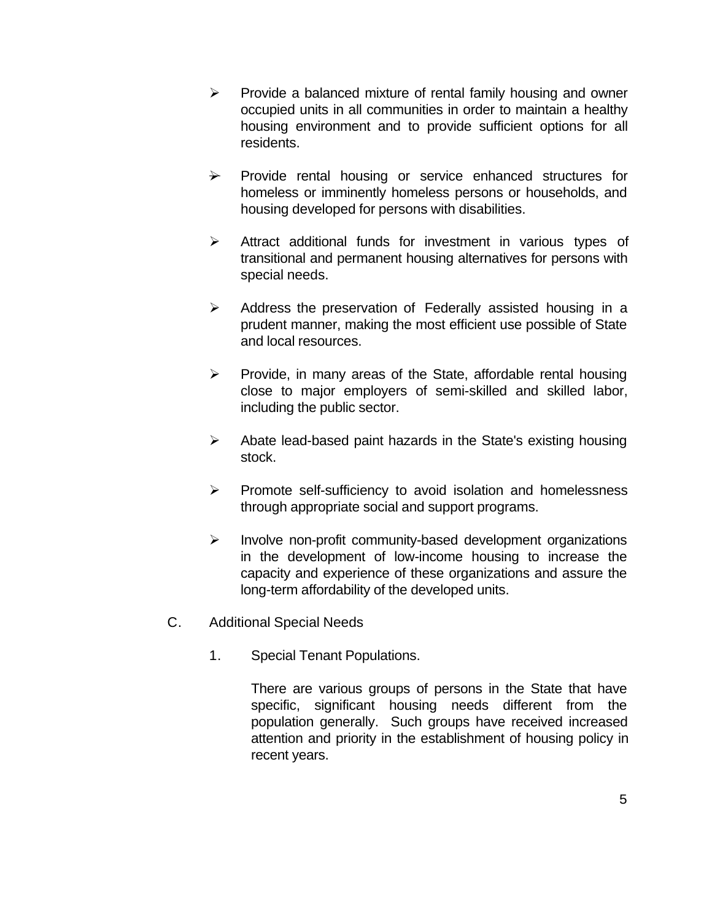- Provide a balanced mixture of rental family housing and owner occupied units in all communities in order to maintain a healthy housing environment and to provide sufficient options for all residents.

- Provide rental housing or service enhanced structures for homeless or imminently homeless persons or households, and housing developed for persons with disabilities.

- Attract additional funds for investment in various types of transitional and permanent housing alternatives for persons with special needs.

- Address the preservation of Federally assisted housing in a prudent manner, making the most efficient use possible of State and local resources.

- Provide, in many areas of the State, affordable rental housing close to major employers of semi-skilled and skilled labor, including the public sector.

- Abate lead-based paint hazards in the State's existing housing stock.

- Promote self-sufficiency to avoid isolation and homelessness through appropriate social and support programs.

- Involve non-profit community-based development organizations in the development of low-income housing to increase the capacity and experience of these organizations and assure the long-term affordability of the developed units.

C. Additional Special Needs

1. Special Tenant Populations.

There are various groups of persons in the State that have specific, significant housing needs different from the population generally. Such groups have received increased attention and priority in the establishment of housing policy in recent years.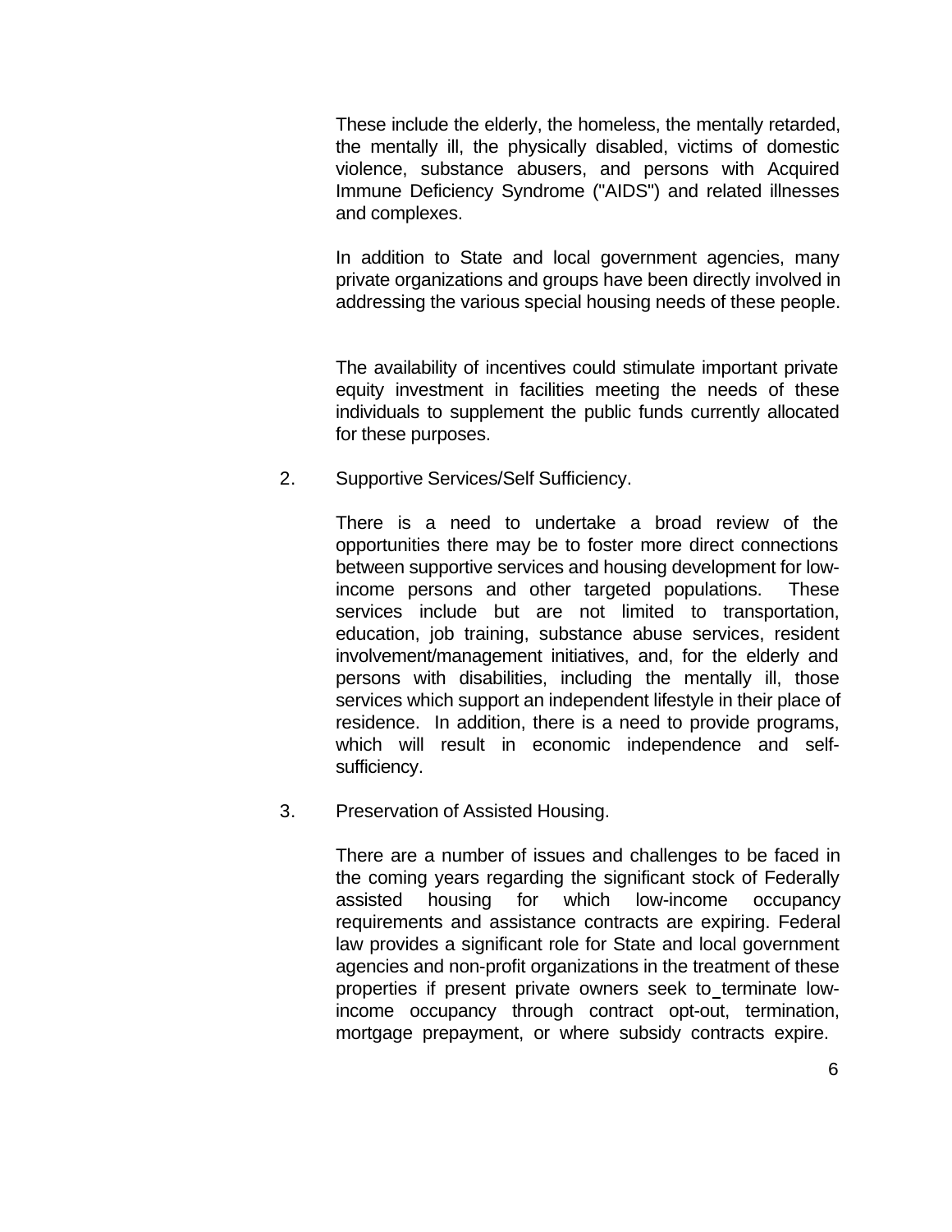These include the elderly, the homeless, the mentally retarded, the mentally ill, the physically disabled, victims of domestic violence, substance abusers, and persons with Acquired Immune Deficiency Syndrome ("AIDS") and related illnesses and complexes.

In addition to State and local government agencies, many private organizations and groups have been directly involved in addressing the various special housing needs of these people.

The availability of incentives could stimulate important private equity investment in facilities meeting the needs of these individuals to supplement the public funds currently allocated for these purposes.

2. Supportive Services/Self Sufficiency.

There is a need to undertake a broad review of the opportunities there may be to foster more direct connections between supportive services and housing development for low-income persons and other targeted populations. These services include but are not limited to transportation, education, job training, substance abuse services, resident involvement/management initiatives, and, for the elderly and persons with disabilities, including the mentally ill, those services which support an independent lifestyle in their place of residence. In addition, there is a need to provide programs, which will result in economic independence and self-sufficiency.

3. Preservation of Assisted Housing.

There are a number of issues and challenges to be faced in the coming years regarding the significant stock of Federally assisted housing for which low-income occupancy requirements and assistance contracts are expiring. Federal law provides a significant role for State and local government agencies and non-profit organizations in the treatment of these properties if present private owners seek to terminate low-income occupancy through contract opt-out, termination, mortgage prepayment, or where subsidy contracts expire.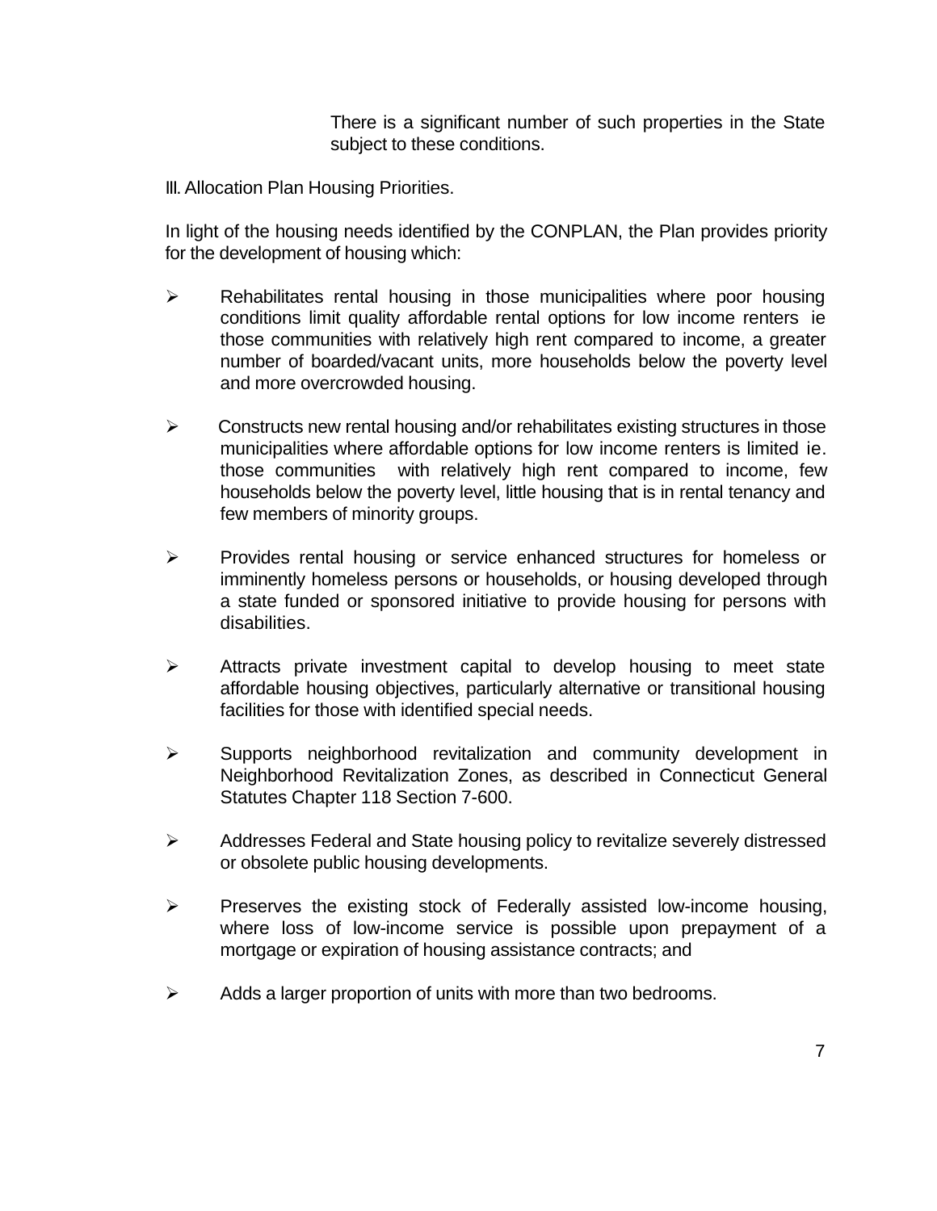There is a significant number of such properties in the State subject to these conditions.

III. Allocation Plan Housing Priorities.

In light of the housing needs identified by the CONPLAN, the Plan provides priority for the development of housing which:

- Rehabilitates rental housing in those municipalities where poor housing conditions limit quality affordable rental options for low income renters ie those communities with relatively high rent compared to income, a greater number of boarded/vacant units, more households below the poverty level and more overcrowded housing.
- Constructs new rental housing and/or rehabilitates existing structures in those municipalities where affordable options for low income renters is limited ie. those communities with relatively high rent compared to income, few households below the poverty level, little housing that is in rental tenancy and few members of minority groups.
- Provides rental housing or service enhanced structures for homeless or imminently homeless persons or households, or housing developed through a state funded or sponsored initiative to provide housing for persons with disabilities.
- Attracts private investment capital to develop housing to meet state affordable housing objectives, particularly alternative or transitional housing facilities for those with identified special needs.
- Supports neighborhood revitalization and community development in Neighborhood Revitalization Zones, as described in Connecticut General Statutes Chapter 118 Section 7-600.
- Addresses Federal and State housing policy to revitalize severely distressed or obsolete public housing developments.
- Preserves the existing stock of Federally assisted low-income housing, where loss of low-income service is possible upon prepayment of a mortgage or expiration of housing assistance contracts; and
- Adds a larger proportion of units with more than two bedrooms.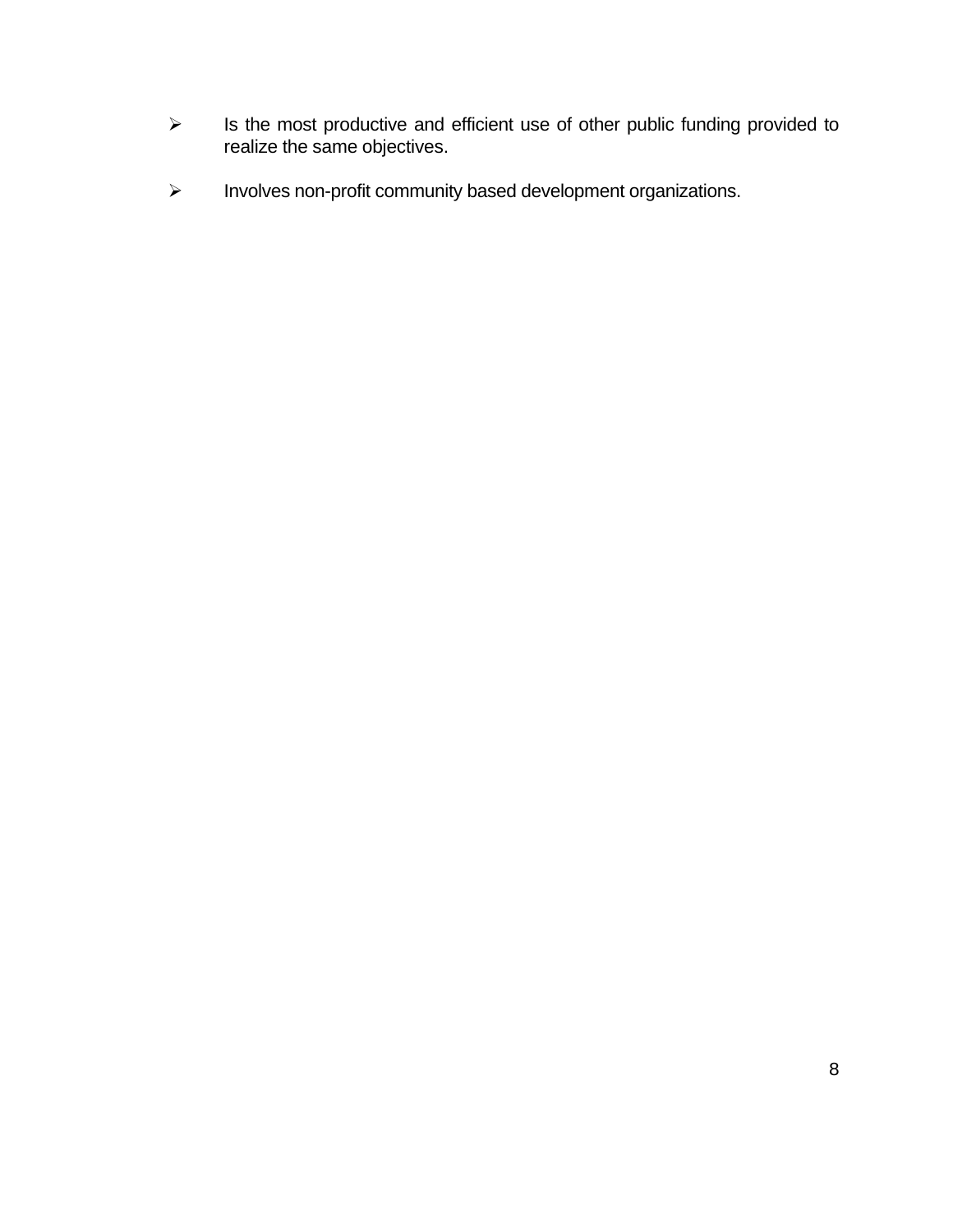- Is the most productive and efficient use of other public funding provided to realize the same objectives.

- Involves non-profit community based development organizations.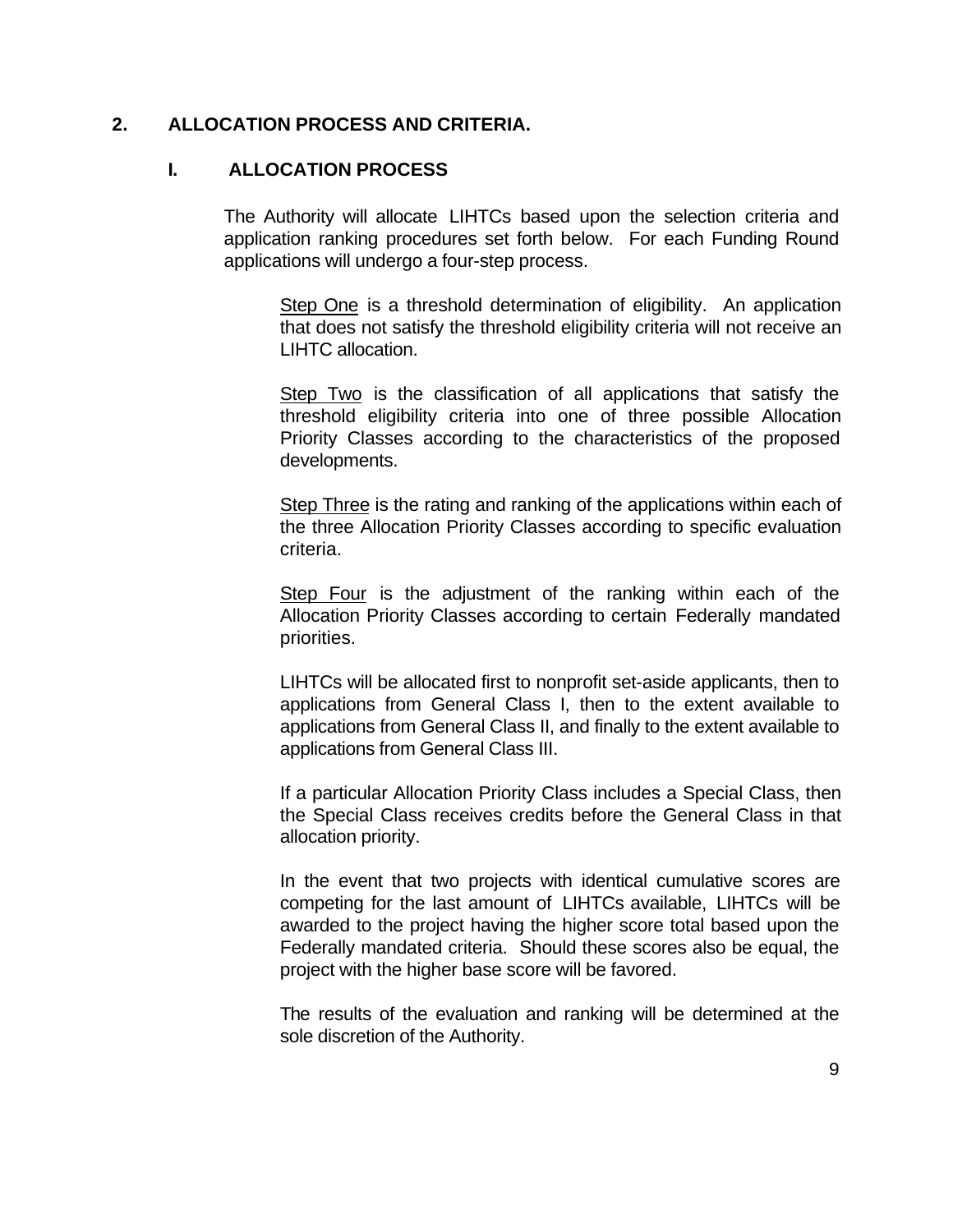## 2. ALLOCATION PROCESS AND CRITERIA.

### I. ALLOCATION PROCESS

The Authority will allocate LIHTCs based upon the selection criteria and application ranking procedures set forth below. For each Funding Round applications will undergo a four-step process.

Step One is a threshold determination of eligibility. An application that does not satisfy the threshold eligibility criteria will not receive an LIHTC allocation.

Step Two is the classification of all applications that satisfy the threshold eligibility criteria into one of three possible Allocation Priority Classes according to the characteristics of the proposed developments.

Step Three is the rating and ranking of the applications within each of the three Allocation Priority Classes according to specific evaluation criteria.

Step Four is the adjustment of the ranking within each of the Allocation Priority Classes according to certain Federally mandated priorities.

LIHTCs will be allocated first to nonprofit set-aside applicants, then to applications from General Class I, then to the extent available to applications from General Class II, and finally to the extent available to applications from General Class III.

If a particular Allocation Priority Class includes a Special Class, then the Special Class receives credits before the General Class in that allocation priority.

In the event that two projects with identical cumulative scores are competing for the last amount of LIHTCs available, LIHTCs will be awarded to the project having the higher score total based upon the Federally mandated criteria. Should these scores also be equal, the project with the higher base score will be favored.

The results of the evaluation and ranking will be determined at the sole discretion of the Authority.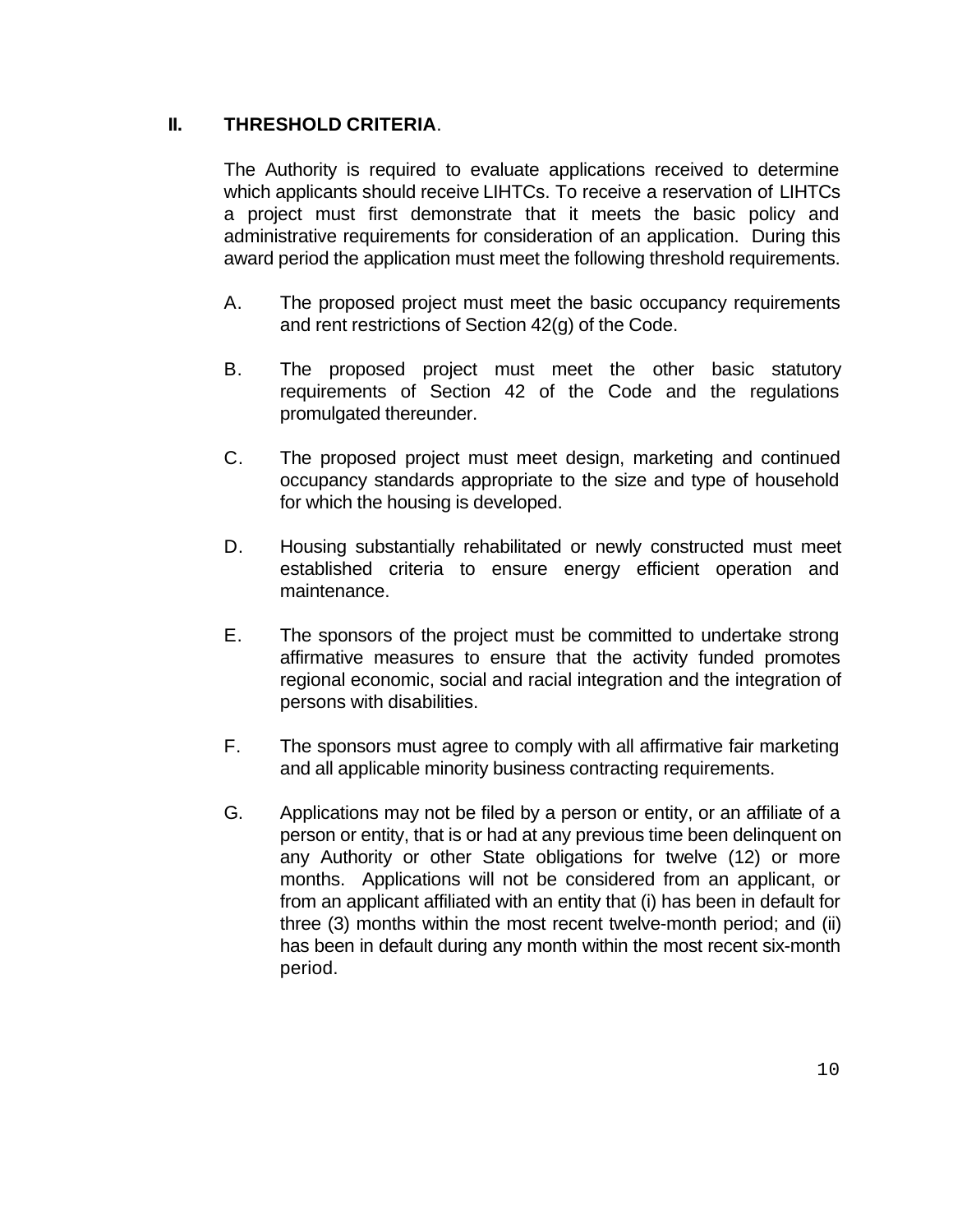## II. THRESHOLD CRITERIA.

The Authority is required to evaluate applications received to determine which applicants should receive LIHTCs. To receive a reservation of LIHTCs a project must first demonstrate that it meets the basic policy and administrative requirements for consideration of an application. During this award period the application must meet the following threshold requirements.

A. The proposed project must meet the basic occupancy requirements and rent restrictions of Section 42(g) of the Code.

B. The proposed project must meet the other basic statutory requirements of Section 42 of the Code and the regulations promulgated thereunder.

C. The proposed project must meet design, marketing and continued occupancy standards appropriate to the size and type of household for which the housing is developed.

D. Housing substantially rehabilitated or newly constructed must meet established criteria to ensure energy efficient operation and maintenance.

E. The sponsors of the project must be committed to undertake strong affirmative measures to ensure that the activity funded promotes regional economic, social and racial integration and the integration of persons with disabilities.

F. The sponsors must agree to comply with all affirmative fair marketing and all applicable minority business contracting requirements.

G. Applications may not be filed by a person or entity, or an affiliate of a person or entity, that is or had at any previous time been delinquent on any Authority or other State obligations for twelve (12) or more months. Applications will not be considered from an applicant, or from an applicant affiliated with an entity that (i) has been in default for three (3) months within the most recent twelve-month period; and (ii) has been in default during any month within the most recent six-month period.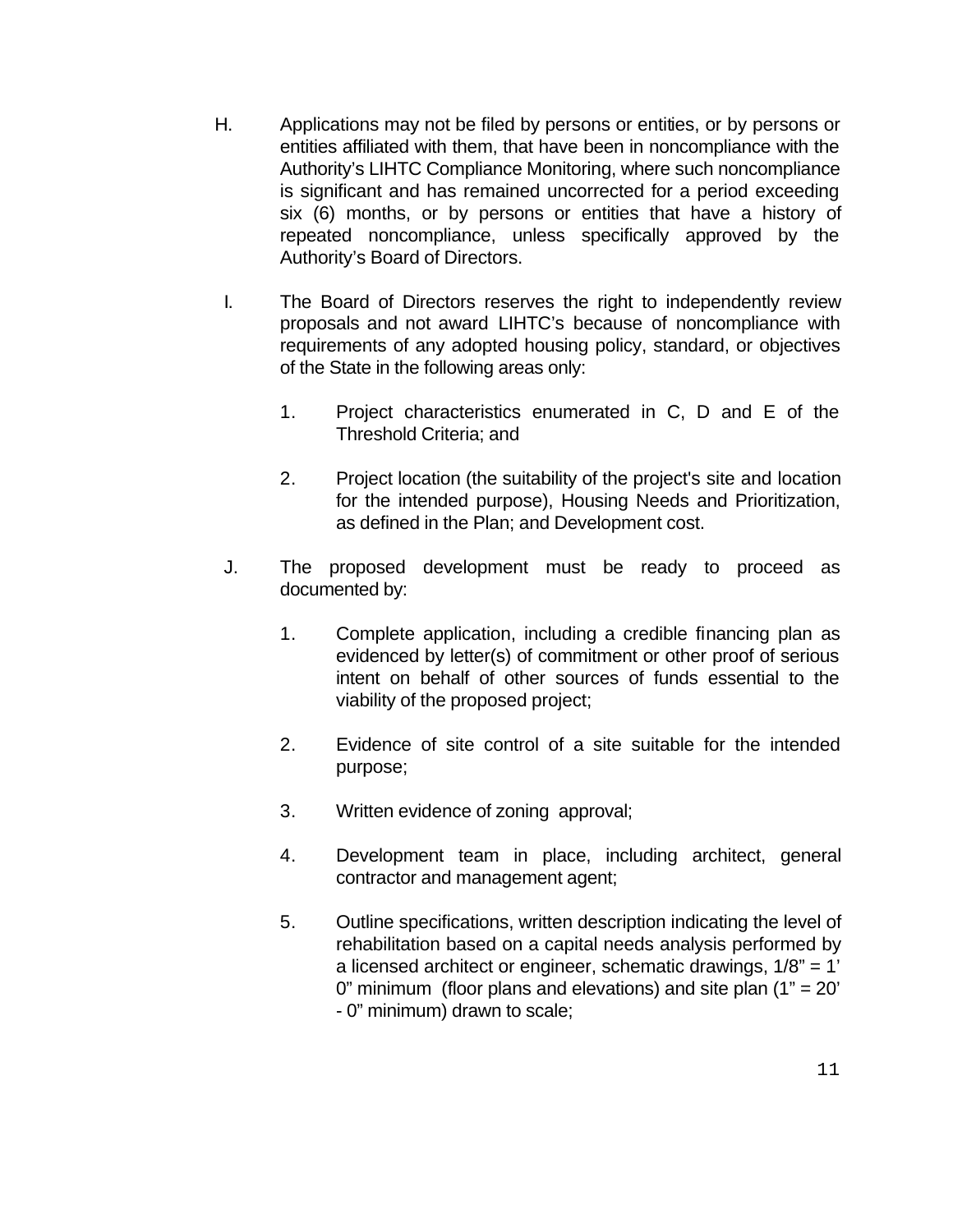H. Applications may not be filed by persons or entities, or by persons or entities affiliated with them, that have been in noncompliance with the Authority's LIHTC Compliance Monitoring, where such noncompliance is significant and has remained uncorrected for a period exceeding six (6) months, or by persons or entities that have a history of repeated noncompliance, unless specifically approved by the Authority's Board of Directors.

I. The Board of Directors reserves the right to independently review proposals and not award LIHTC's because of noncompliance with requirements of any adopted housing policy, standard, or objectives of the State in the following areas only:

   1. Project characteristics enumerated in C, D and E of the Threshold Criteria; and

   2. Project location (the suitability of the project's site and location for the intended purpose), Housing Needs and Prioritization, as defined in the Plan; and Development cost.

J. The proposed development must be ready to proceed as documented by:

   1. Complete application, including a credible financing plan as evidenced by letter(s) of commitment or other proof of serious intent on behalf of other sources of funds essential to the viability of the proposed project;

   2. Evidence of site control of a site suitable for the intended purpose;

   3. Written evidence of zoning approval;

   4. Development team in place, including architect, general contractor and management agent;

   5. Outline specifications, written description indicating the level of rehabilitation based on a capital needs analysis performed by a licensed architect or engineer, schematic drawings, 1/8" = 1' 0" minimum (floor plans and elevations) and site plan (1" = 20' - 0" minimum) drawn to scale;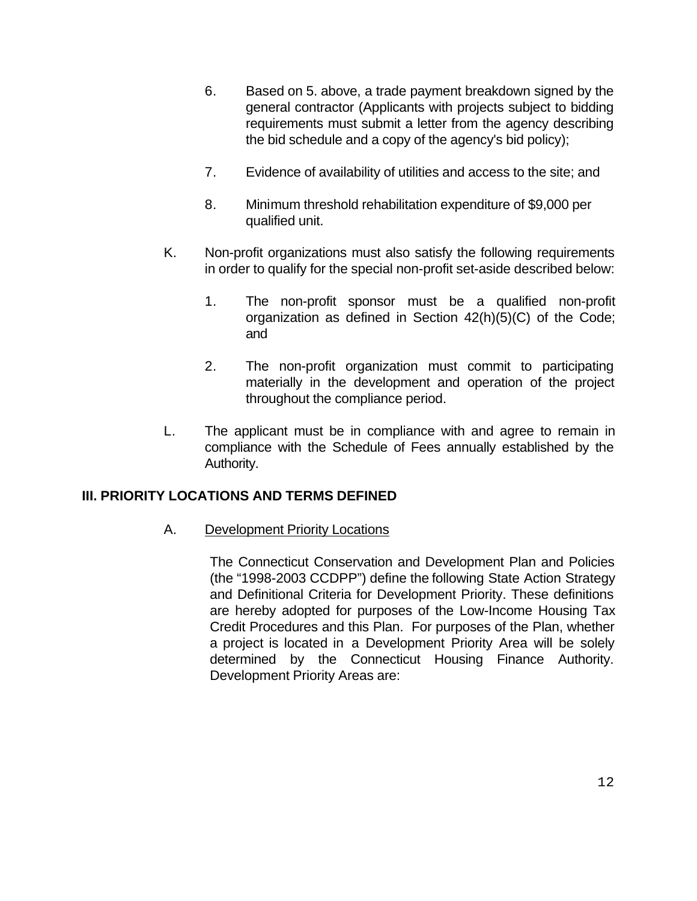6. Based on 5. above, a trade payment breakdown signed by the general contractor (Applicants with projects subject to bidding requirements must submit a letter from the agency describing the bid schedule and a copy of the agency's bid policy);

7. Evidence of availability of utilities and access to the site; and

8. Minimum threshold rehabilitation expenditure of $9,000 per qualified unit.

K. Non-profit organizations must also satisfy the following requirements in order to qualify for the special non-profit set-aside described below:

1. The non-profit sponsor must be a qualified non-profit organization as defined in Section 42(h)(5)(C) of the Code; and

2. The non-profit organization must commit to participating materially in the development and operation of the project throughout the compliance period.

L. The applicant must be in compliance with and agree to remain in compliance with the Schedule of Fees annually established by the Authority.

## III. PRIORITY LOCATIONS AND TERMS DEFINED

A. Development Priority Locations

The Connecticut Conservation and Development Plan and Policies (the "1998-2003 CCDPP") define the following State Action Strategy and Definitional Criteria for Development Priority. These definitions are hereby adopted for purposes of the Low-Income Housing Tax Credit Procedures and this Plan. For purposes of the Plan, whether a project is located in a Development Priority Area will be solely determined by the Connecticut Housing Finance Authority. Development Priority Areas are: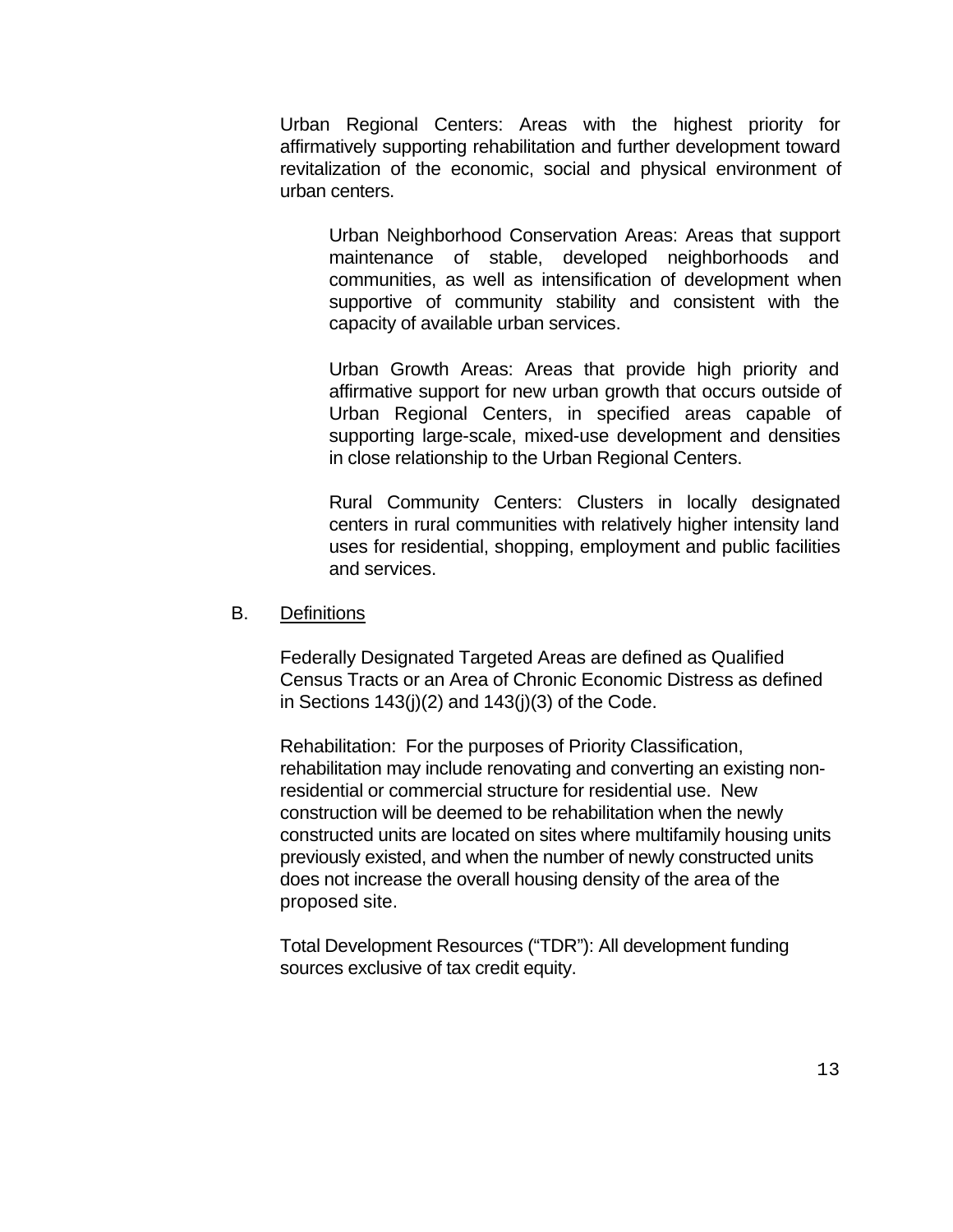Urban Regional Centers: Areas with the highest priority for affirmatively supporting rehabilitation and further development toward revitalization of the economic, social and physical environment of urban centers.

Urban Neighborhood Conservation Areas: Areas that support maintenance of stable, developed neighborhoods and communities, as well as intensification of development when supportive of community stability and consistent with the capacity of available urban services.

Urban Growth Areas: Areas that provide high priority and affirmative support for new urban growth that occurs outside of Urban Regional Centers, in specified areas capable of supporting large-scale, mixed-use development and densities in close relationship to the Urban Regional Centers.

Rural Community Centers: Clusters in locally designated centers in rural communities with relatively higher intensity land uses for residential, shopping, employment and public facilities and services.

B. Definitions

Federally Designated Targeted Areas are defined as Qualified Census Tracts or an Area of Chronic Economic Distress as defined in Sections 143(j)(2) and 143(j)(3) of the Code.

Rehabilitation: For the purposes of Priority Classification, rehabilitation may include renovating and converting an existing non-residential or commercial structure for residential use. New construction will be deemed to be rehabilitation when the newly constructed units are located on sites where multifamily housing units previously existed, and when the number of newly constructed units does not increase the overall housing density of the area of the proposed site.

Total Development Resources ("TDR"): All development funding sources exclusive of tax credit equity.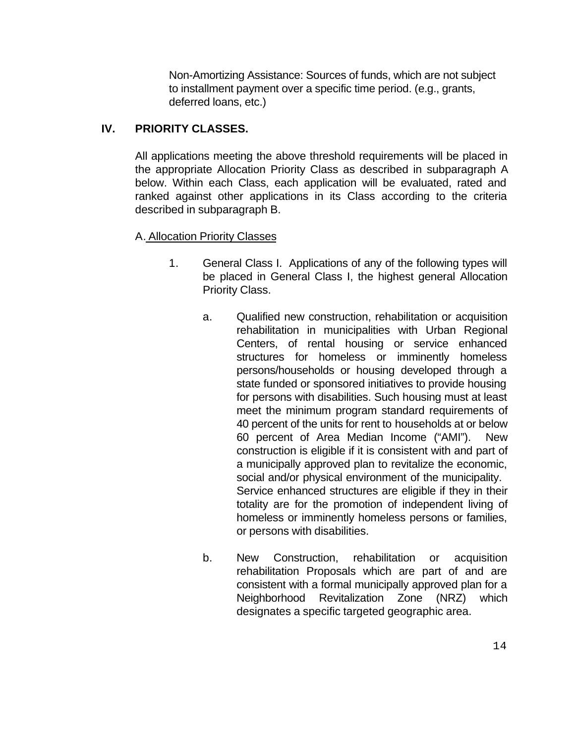Non-Amortizing Assistance: Sources of funds, which are not subject to installment payment over a specific time period. (e.g., grants, deferred loans, etc.)

## IV. PRIORITY CLASSES.

All applications meeting the above threshold requirements will be placed in the appropriate Allocation Priority Class as described in subparagraph A below. Within each Class, each application will be evaluated, rated and ranked against other applications in its Class according to the criteria described in subparagraph B.

A. Allocation Priority Classes

1. General Class I. Applications of any of the following types will be placed in General Class I, the highest general Allocation Priority Class.

   a. Qualified new construction, rehabilitation or acquisition rehabilitation in municipalities with Urban Regional Centers, of rental housing or service enhanced structures for homeless or imminently homeless persons/households or housing developed through a state funded or sponsored initiatives to provide housing for persons with disabilities. Such housing must at least meet the minimum program standard requirements of 40 percent of the units for rent to households at or below 60 percent of Area Median Income ("AMI"). New construction is eligible if it is consistent with and part of a municipally approved plan to revitalize the economic, social and/or physical environment of the municipality. Service enhanced structures are eligible if they in their totality are for the promotion of independent living of homeless or imminently homeless persons or families, or persons with disabilities.

   b. New Construction, rehabilitation or acquisition rehabilitation Proposals which are part of and are consistent with a formal municipally approved plan for a Neighborhood Revitalization Zone (NRZ) which designates a specific targeted geographic area.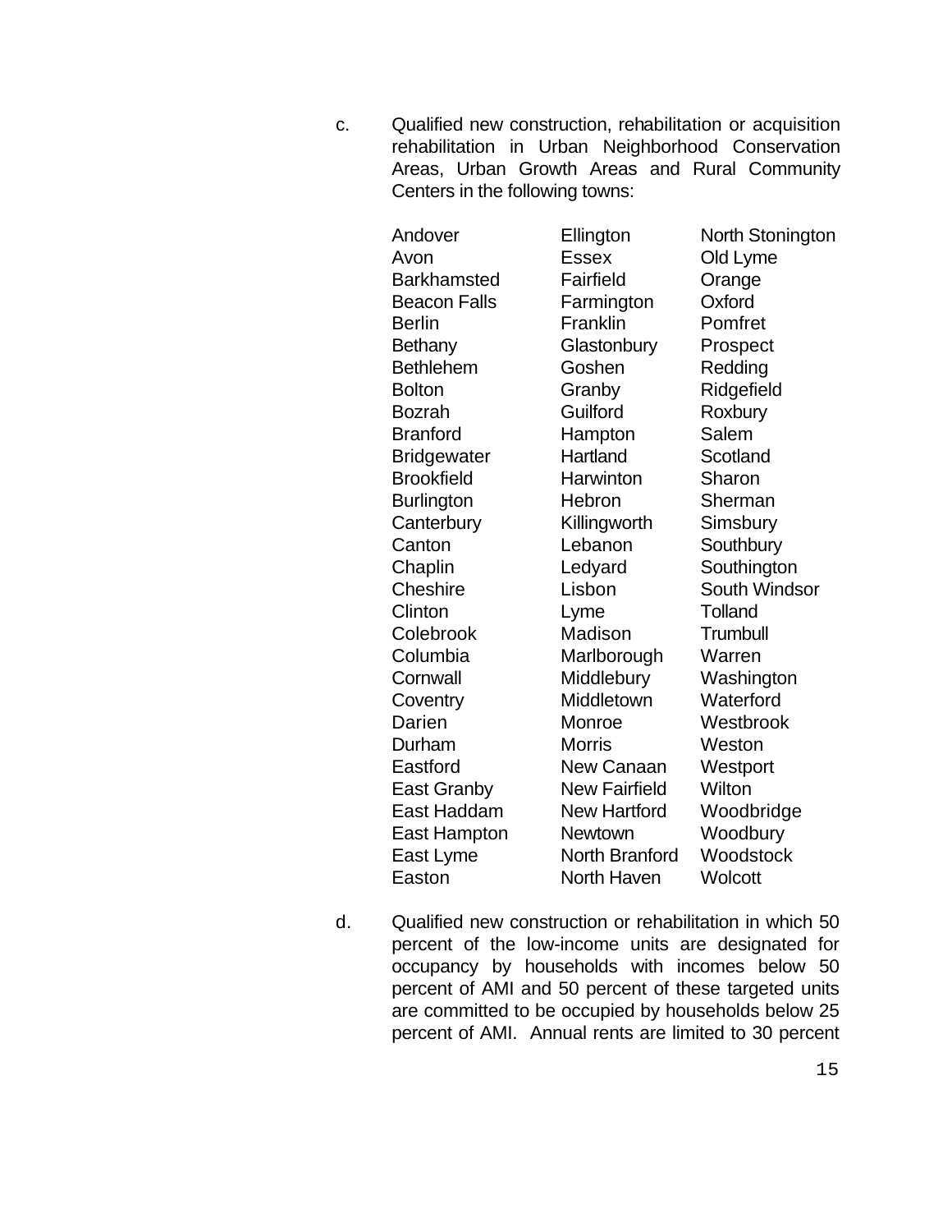c. Qualified new construction, rehabilitation or acquisition rehabilitation in Urban Neighborhood Conservation Areas, Urban Growth Areas and Rural Community Centers in the following towns:

| | | |
|---|---|---|
| Andover | Ellington | North Stonington |
| Avon | Essex | Old Lyme |
| Barkhamsted | Fairfield | Orange |
| Beacon Falls | Farmington | Oxford |
| Berlin | Franklin | Pomfret |
| Bethany | Glastonbury | Prospect |
| Bethlehem | Goshen | Redding |
| Bolton | Granby | Ridgefield |
| Bozrah | Guilford | Roxbury |
| Branford | Hampton | Salem |
| Bridgewater | Hartland | Scotland |
| Brookfield | Harwinton | Sharon |
| Burlington | Hebron | Sherman |
| Canterbury | Killingworth | Simsbury |
| Canton | Lebanon | Southbury |
| Chaplin | Ledyard | Southington |
| Cheshire | Lisbon | South Windsor |
| Clinton | Lyme | Tolland |
| Colebrook | Madison | Trumbull |
| Columbia | Marlborough | Warren |
| Cornwall | Middlebury | Washington |
| Coventry | Middletown | Waterford |
| Darien | Monroe | Westbrook |
| Durham | Morris | Weston |
| Eastford | New Canaan | Westport |
| East Granby | New Fairfield | Wilton |
| East Haddam | New Hartford | Woodbridge |
| East Hampton | Newtown | Woodbury |
| East Lyme | North Branford | Woodstock |
| Easton | North Haven | Wolcott |

d. Qualified new construction or rehabilitation in which 50 percent of the low-income units are designated for occupancy by households with incomes below 50 percent of AMI and 50 percent of these targeted units are committed to be occupied by households below 25 percent of AMI. Annual rents are limited to 30 percent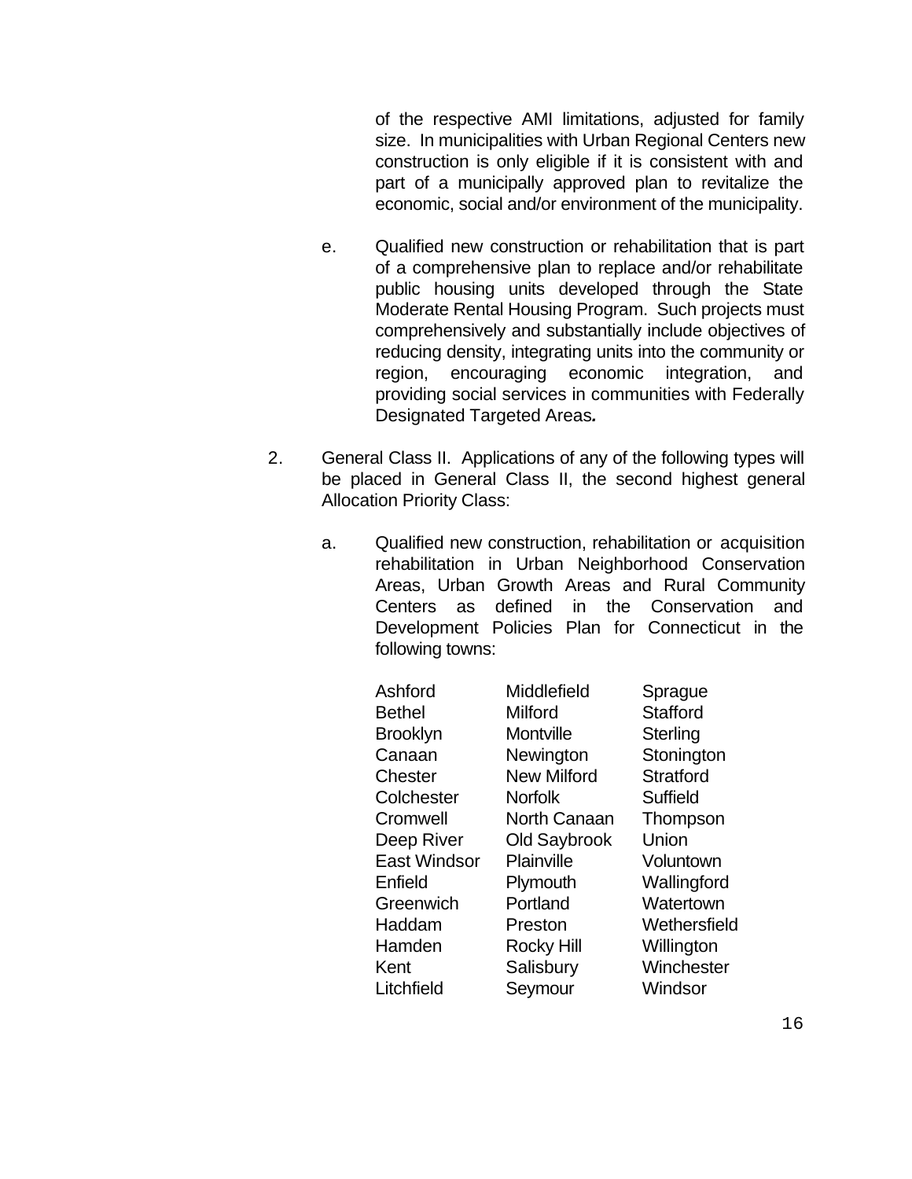of the respective AMI limitations, adjusted for family size. In municipalities with Urban Regional Centers new construction is only eligible if it is consistent with and part of a municipally approved plan to revitalize the economic, social and/or environment of the municipality.

e. Qualified new construction or rehabilitation that is part of a comprehensive plan to replace and/or rehabilitate public housing units developed through the State Moderate Rental Housing Program. Such projects must comprehensively and substantially include objectives of reducing density, integrating units into the community or region, encouraging economic integration, and providing social services in communities with Federally Designated Targeted Areas*.*

2. General Class II. Applications of any of the following types will be placed in General Class II, the second highest general Allocation Priority Class:

   a. Qualified new construction, rehabilitation or acquisition rehabilitation in Urban Neighborhood Conservation Areas, Urban Growth Areas and Rural Community Centers as defined in the Conservation and Development Policies Plan for Connecticut in the following towns:

| | | |
|---|---|---|
| Ashford | Middlefield | Sprague |
| Bethel | Milford | Stafford |
| Brooklyn | Montville | Sterling |
| Canaan | Newington | Stonington |
| Chester | New Milford | Stratford |
| Colchester | Norfolk | Suffield |
| Cromwell | North Canaan | Thompson |
| Deep River | Old Saybrook | Union |
| East Windsor | Plainville | Voluntown |
| Enfield | Plymouth | Wallingford |
| Greenwich | Portland | Watertown |
| Haddam | Preston | Wethersfield |
| Hamden | Rocky Hill | Willington |
| Kent | Salisbury | Winchester |
| Litchfield | Seymour | Windsor |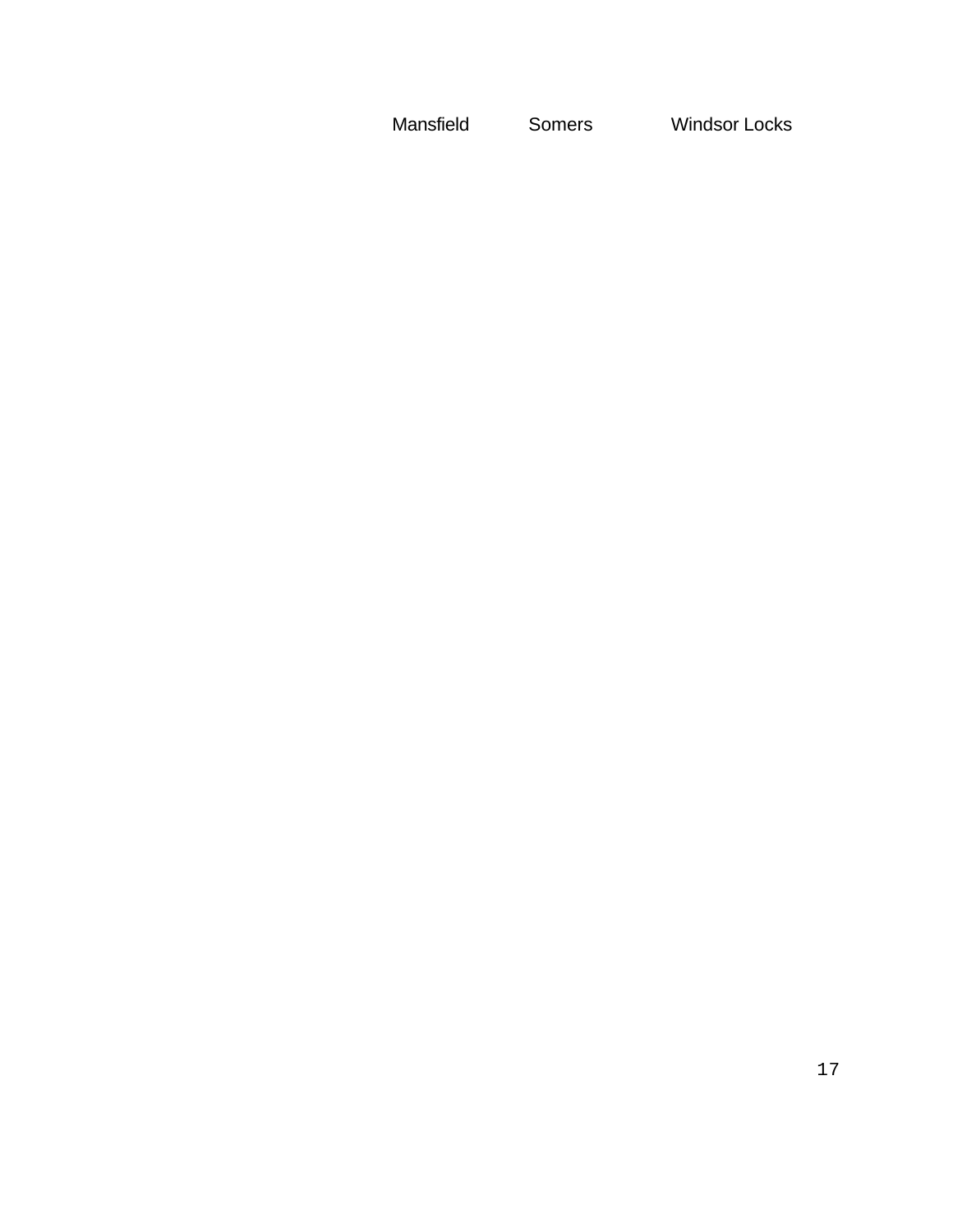Mansfield Somers Windsor Locks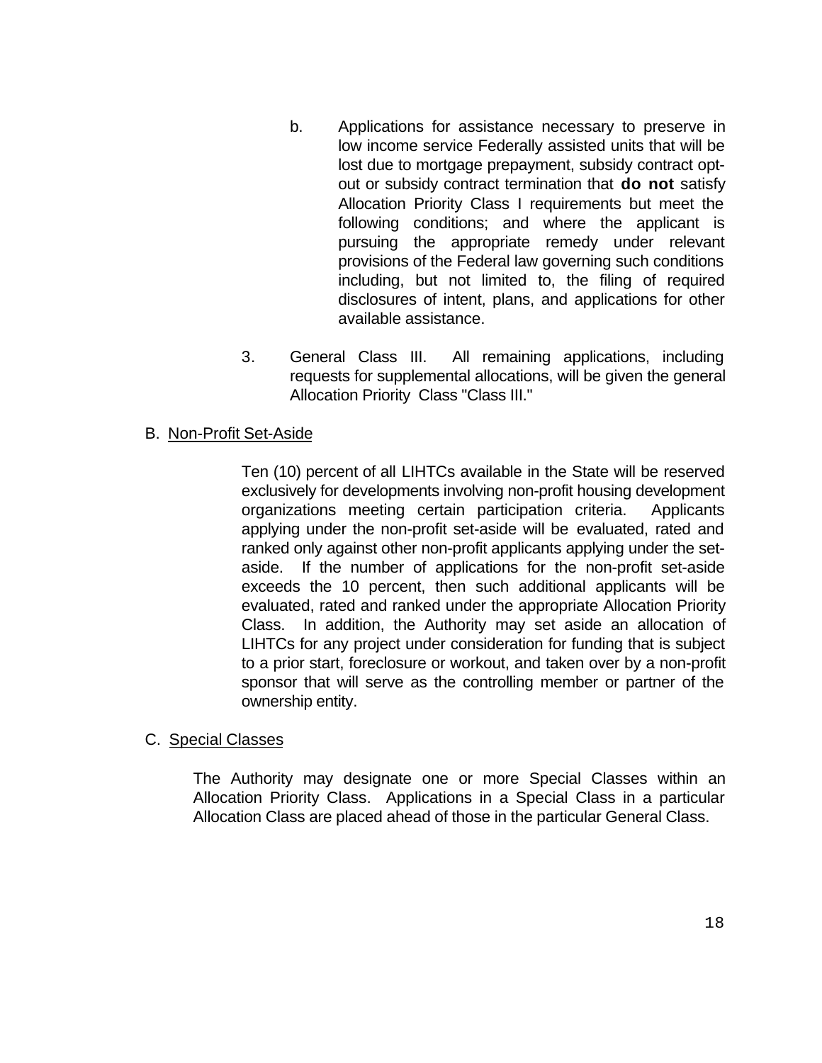b. Applications for assistance necessary to preserve in low income service Federally assisted units that will be lost due to mortgage prepayment, subsidy contract opt-out or subsidy contract termination that **do not** satisfy Allocation Priority Class I requirements but meet the following conditions; and where the applicant is pursuing the appropriate remedy under relevant provisions of the Federal law governing such conditions including, but not limited to, the filing of required disclosures of intent, plans, and applications for other available assistance.

3. General Class III. All remaining applications, including requests for supplemental allocations, will be given the general Allocation Priority Class "Class III."

B. Non-Profit Set-Aside

Ten (10) percent of all LIHTCs available in the State will be reserved exclusively for developments involving non-profit housing development organizations meeting certain participation criteria. Applicants applying under the non-profit set-aside will be evaluated, rated and ranked only against other non-profit applicants applying under the set-aside. If the number of applications for the non-profit set-aside exceeds the 10 percent, then such additional applicants will be evaluated, rated and ranked under the appropriate Allocation Priority Class. In addition, the Authority may set aside an allocation of LIHTCs for any project under consideration for funding that is subject to a prior start, foreclosure or workout, and taken over by a non-profit sponsor that will serve as the controlling member or partner of the ownership entity.

C. Special Classes

The Authority may designate one or more Special Classes within an Allocation Priority Class. Applications in a Special Class in a particular Allocation Class are placed ahead of those in the particular General Class.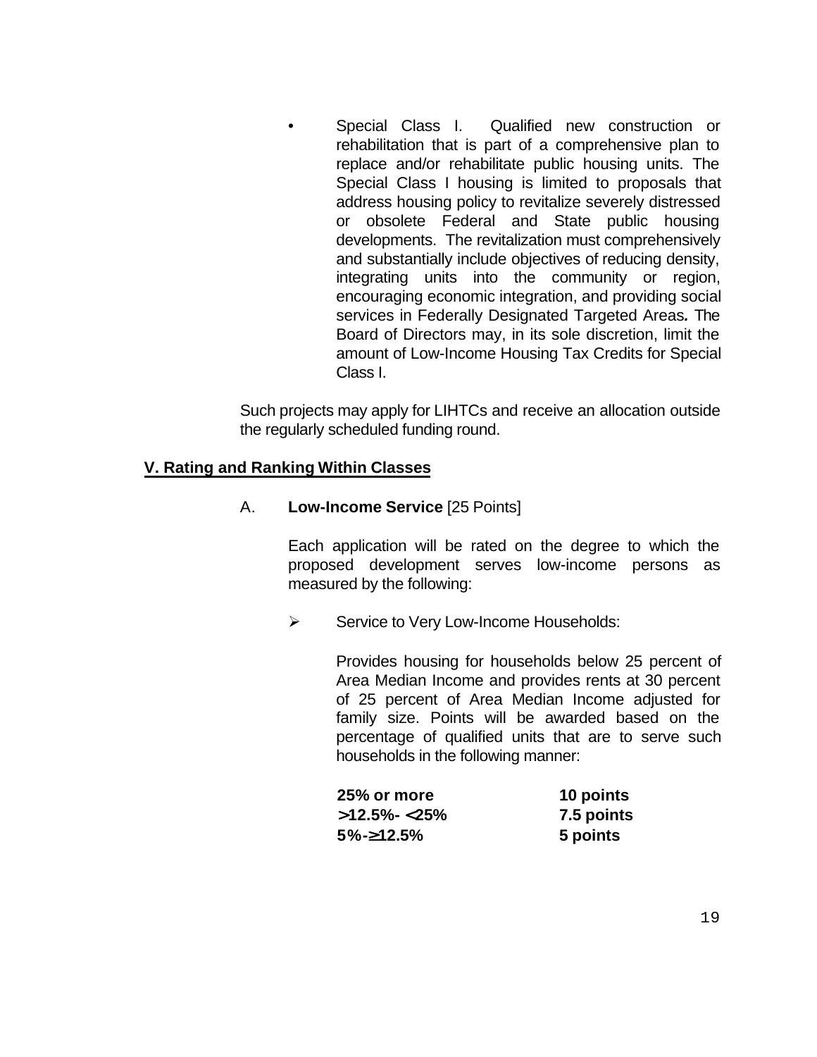- Special Class I. Qualified new construction or rehabilitation that is part of a comprehensive plan to replace and/or rehabilitate public housing units. The Special Class I housing is limited to proposals that address housing policy to revitalize severely distressed or obsolete Federal and State public housing developments. The revitalization must comprehensively and substantially include objectives of reducing density, integrating units into the community or region, encouraging economic integration, and providing social services in Federally Designated Targeted Areas*.* The Board of Directors may, in its sole discretion, limit the amount of Low-Income Housing Tax Credits for Special Class I.

Such projects may apply for LIHTCs and receive an allocation outside the regularly scheduled funding round.

## V. Rating and Ranking Within Classes

A. **Low-Income Service** [25 Points]

Each application will be rated on the degree to which the proposed development serves low-income persons as measured by the following:

➢ Service to Very Low-Income Households:

Provides housing for households below 25 percent of Area Median Income and provides rents at 30 percent of 25 percent of Area Median Income adjusted for family size. Points will be awarded based on the percentage of qualified units that are to serve such households in the following manner:

| | |
|---|---|
| **25% or more** | **10 points** |
| **>12.5%- <25%** | **7.5 points** |
| **5%-≥12.5%** | **5 points** |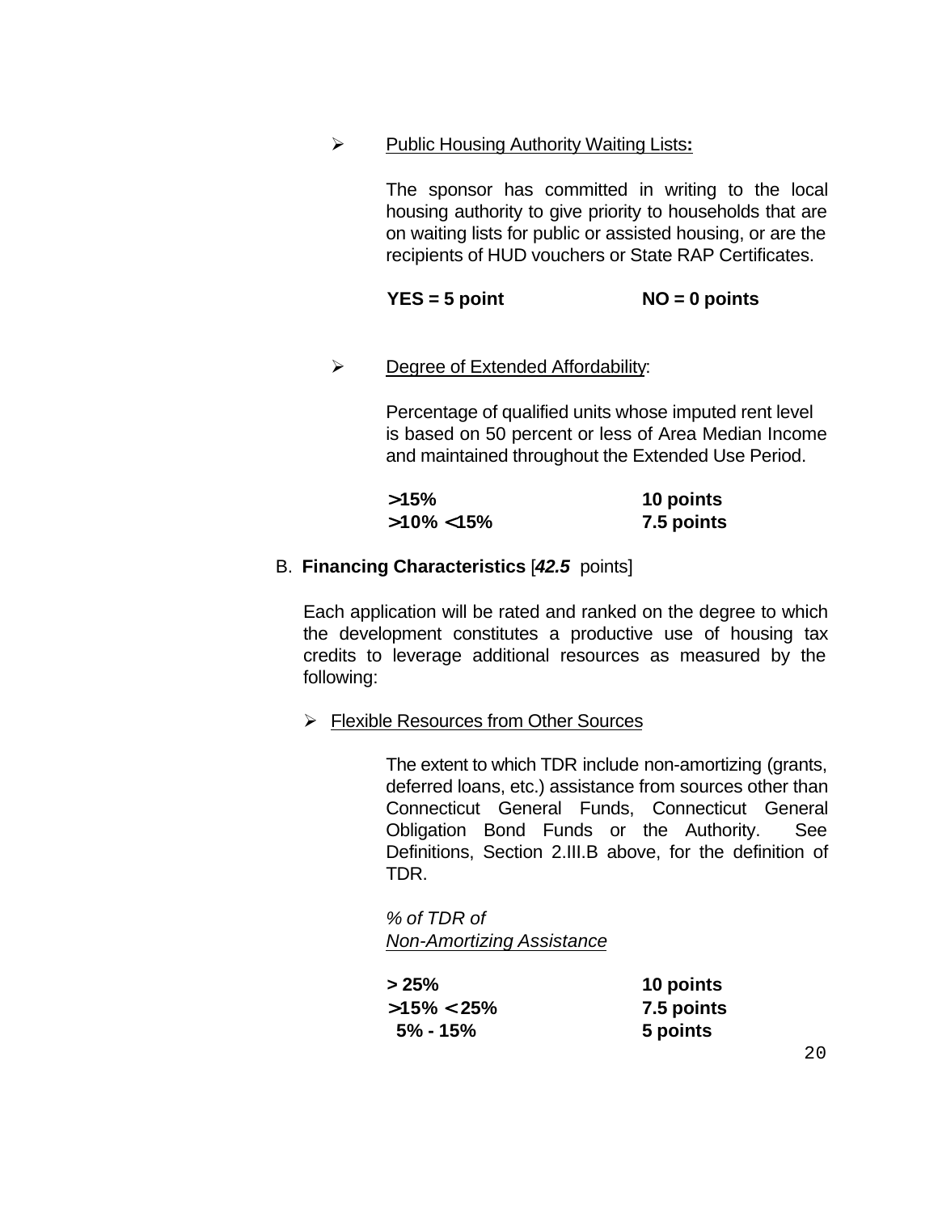- <u>Public Housing Authority Waiting Lists</u>**:**

  The sponsor has committed in writing to the local housing authority to give priority to households that are on waiting lists for public or assisted housing, or are the recipients of HUD vouchers or State RAP Certificates.

  | | |
  |---|---|
  | **YES = 5 point** | **NO = 0 points** |

- <u>Degree of Extended Affordability</u>:

  Percentage of qualified units whose imputed rent level is based on 50 percent or less of Area Median Income and maintained throughout the Extended Use Period.

  | | |
  |---|---|
  | **>15%** | **10 points** |
  | **>10% <15%** | **7.5 points** |

B. **Financing Characteristics** [***42.5*** points]

Each application will be rated and ranked on the degree to which the development constitutes a productive use of housing tax credits to leverage additional resources as measured by the following:

- <u>Flexible Resources from Other Sources</u>

  The extent to which TDR include non-amortizing (grants, deferred loans, etc.) assistance from sources other than Connecticut General Funds, Connecticut General Obligation Bond Funds or the Authority. See Definitions, Section 2.III.B above, for the definition of TDR.

  *% of TDR of*
  *<u>Non-Amortizing Assistance</u>*

  | | |
  |---|---|
  | **> 25%** | **10 points** |
  | **>15% < 25%** | **7.5 points** |
  | **5% - 15%** | **5 points** |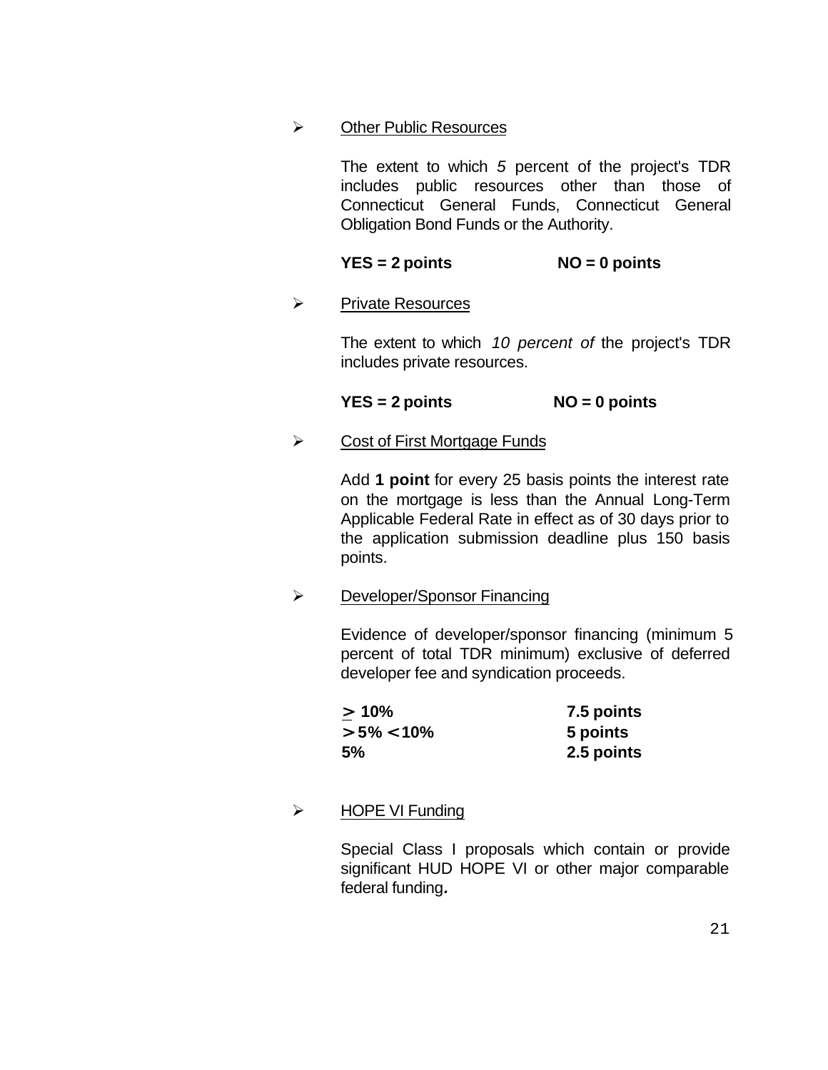- <u>Other Public Resources</u>

  The extent to which *5* percent of the project's TDR includes public resources other than those of Connecticut General Funds, Connecticut General Obligation Bond Funds or the Authority.

  **YES = 2 points** **NO = 0 points**

- <u>Private Resources</u>

  The extent to which *10 percent of* the project's TDR includes private resources.

  **YES = 2 points** **NO = 0 points**

- <u>Cost of First Mortgage Funds</u>

  Add **1 point** for every 25 basis points the interest rate on the mortgage is less than the Annual Long-Term Applicable Federal Rate in effect as of 30 days prior to the application submission deadline plus 150 basis points.

- <u>Developer/Sponsor Financing</u>

  Evidence of developer/sponsor financing (minimum 5 percent of total TDR minimum) exclusive of deferred developer fee and syndication proceeds.

  | | |
  |---|---|
  | **≥ 10%** | **7.5 points** |
  | **> 5% < 10%** | **5 points** |
  | **5%** | **2.5 points** |

- <u>HOPE VI Funding</u>

  Special Class I proposals which contain or provide significant HUD HOPE VI or other major comparable federal funding**.**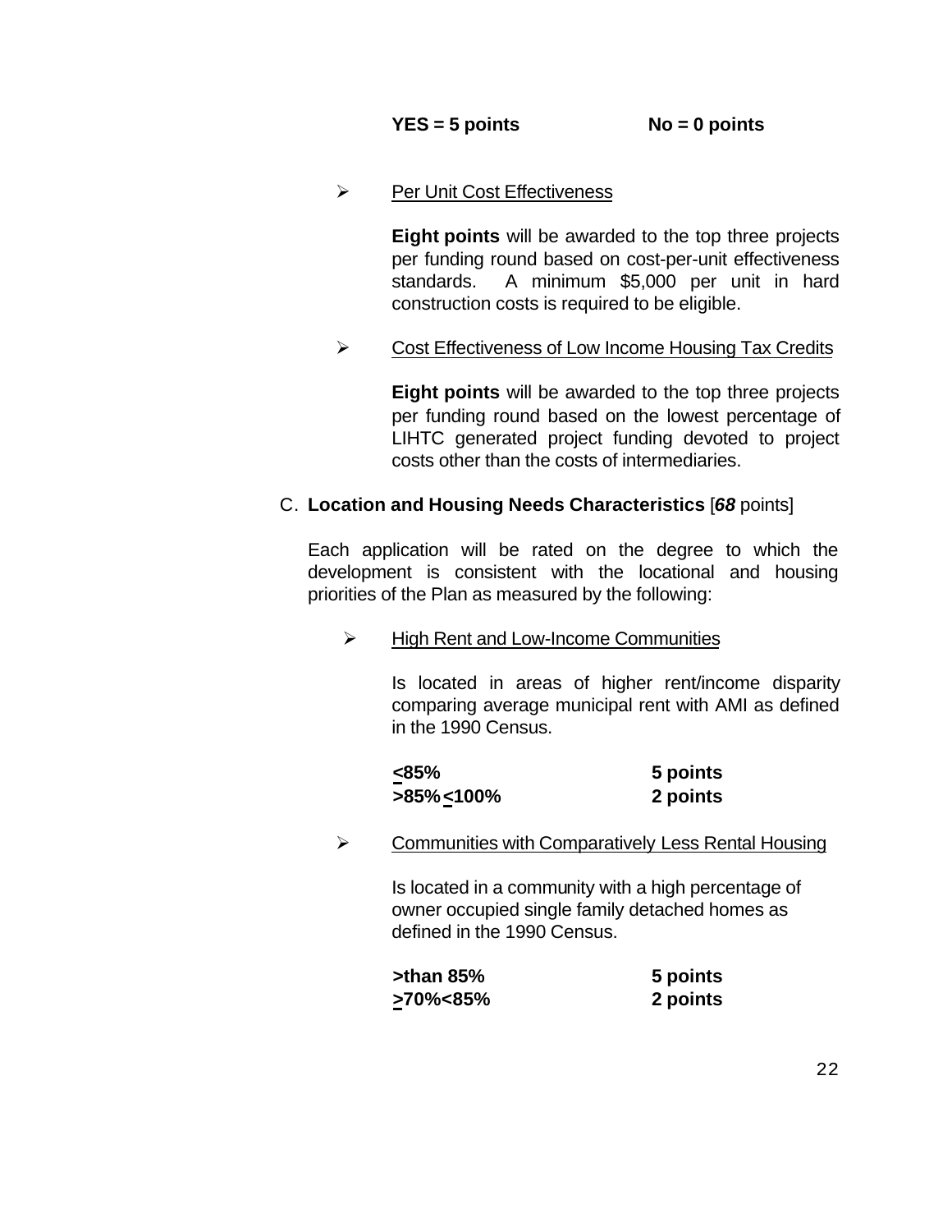**YES = 5 points** **No = 0 points**

- Per Unit Cost Effectiveness

  **Eight points** will be awarded to the top three projects per funding round based on cost-per-unit effectiveness standards. A minimum $5,000 per unit in hard construction costs is required to be eligible.

- Cost Effectiveness of Low Income Housing Tax Credits

  **Eight points** will be awarded to the top three projects per funding round based on the lowest percentage of LIHTC generated project funding devoted to project costs other than the costs of intermediaries.

C. **Location and Housing Needs Characteristics** [***68*** points]

Each application will be rated on the degree to which the development is consistent with the locational and housing priorities of the Plan as measured by the following:

- High Rent and Low-Income Communities

  Is located in areas of higher rent/income disparity comparing average municipal rent with AMI as defined in the 1990 Census.

  | | |
  |---|---|
  | **≤85%** | **5 points** |
  | **>85%≤100%** | **2 points** |

- Communities with Comparatively Less Rental Housing

  Is located in a community with a high percentage of owner occupied single family detached homes as defined in the 1990 Census.

  | | |
  |---|---|
  | **>than 85%** | **5 points** |
  | **≥70%<85%** | **2 points** |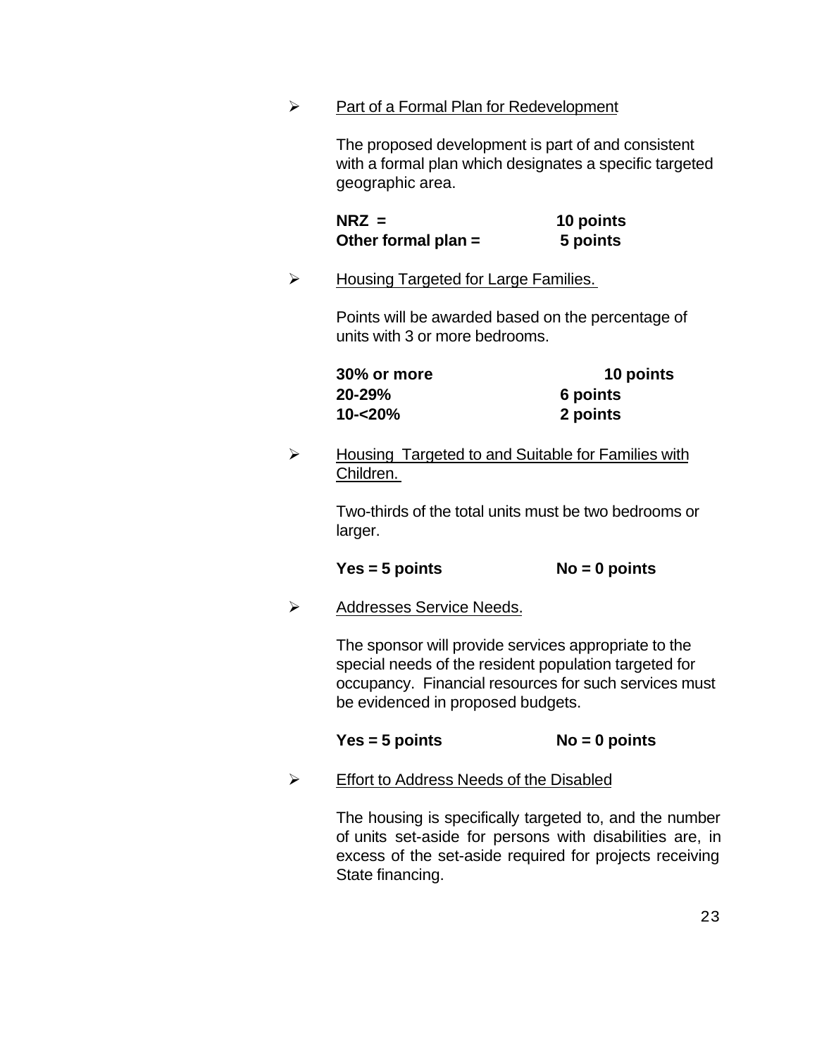- Part of a Formal Plan for Redevelopment

  The proposed development is part of and consistent with a formal plan which designates a specific targeted geographic area.

  | | |
  |---|---|
  | **NRZ =** | **10 points** |
  | **Other formal plan =** | **5 points** |

- Housing Targeted for Large Families.

  Points will be awarded based on the percentage of units with 3 or more bedrooms.

  | | |
  |---|---|
  | **30% or more** | **10 points** |
  | **20-29%** | **6 points** |
  | **10-<20%** | **2 points** |

- Housing Targeted to and Suitable for Families with Children.

  Two-thirds of the total units must be two bedrooms or larger.

  **Yes = 5 points** **No = 0 points**

- Addresses Service Needs.

  The sponsor will provide services appropriate to the special needs of the resident population targeted for occupancy. Financial resources for such services must be evidenced in proposed budgets.

  **Yes = 5 points** **No = 0 points**

- Effort to Address Needs of the Disabled

  The housing is specifically targeted to, and the number of units set-aside for persons with disabilities are, in excess of the set-aside required for projects receiving State financing.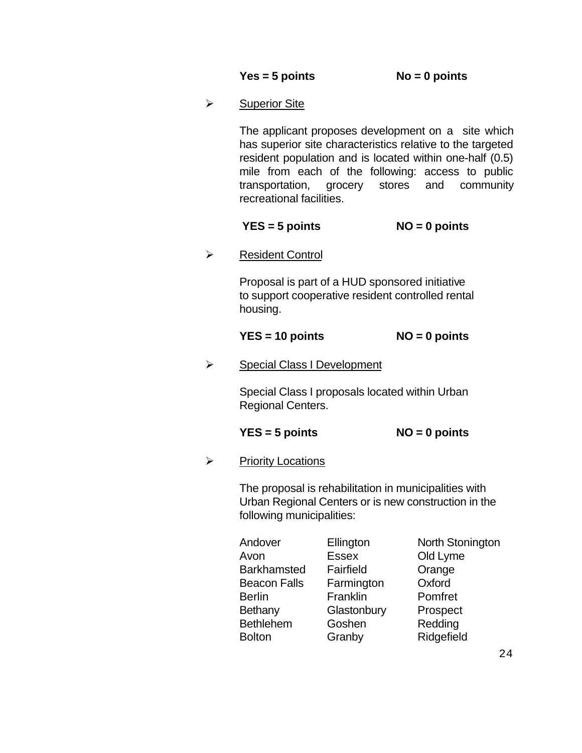**Yes = 5 points** **No = 0 points**

- Superior Site

  The applicant proposes development on a site which has superior site characteristics relative to the targeted resident population and is located within one-half (0.5) mile from each of the following: access to public transportation, grocery stores and community recreational facilities.

  **YES = 5 points** **NO = 0 points**

- Resident Control

  Proposal is part of a HUD sponsored initiative to support cooperative resident controlled rental housing.

  **YES = 10 points** **NO = 0 points**

- Special Class I Development

  Special Class I proposals located within Urban Regional Centers.

  **YES = 5 points** **NO = 0 points**

- Priority Locations

  The proposal is rehabilitation in municipalities with Urban Regional Centers or is new construction in the following municipalities:

| | | |
|---|---|---|
| Andover | Ellington | North Stonington |
| Avon | Essex | Old Lyme |
| Barkhamsted | Fairfield | Orange |
| Beacon Falls | Farmington | Oxford |
| Berlin | Franklin | Pomfret |
| Bethany | Glastonbury | Prospect |
| Bethlehem | Goshen | Redding |
| Bolton | Granby | Ridgefield |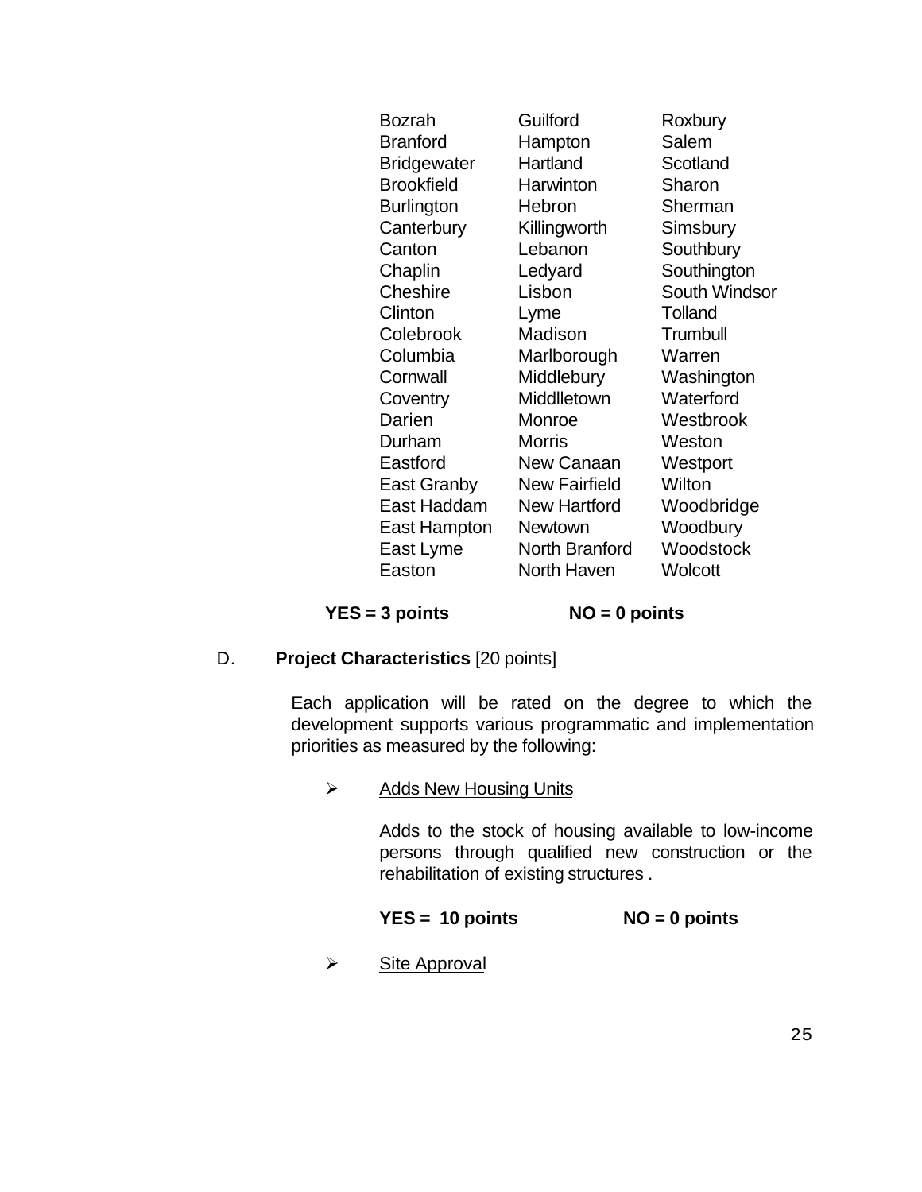| | | |
|---|---|---|
| Bozrah | Guilford | Roxbury |
| Branford | Hampton | Salem |
| Bridgewater | Hartland | Scotland |
| Brookfield | Harwinton | Sharon |
| Burlington | Hebron | Sherman |
| Canterbury | Killingworth | Simsbury |
| Canton | Lebanon | Southbury |
| Chaplin | Ledyard | Southington |
| Cheshire | Lisbon | South Windsor |
| Clinton | Lyme | Tolland |
| Colebrook | Madison | Trumbull |
| Columbia | Marlborough | Warren |
| Cornwall | Middlebury | Washington |
| Coventry | Middlletown | Waterford |
| Darien | Monroe | Westbrook |
| Durham | Morris | Weston |
| Eastford | New Canaan | Westport |
| East Granby | New Fairfield | Wilton |
| East Haddam | New Hartford | Woodbridge |
| East Hampton | Newtown | Woodbury |
| East Lyme | North Branford | Woodstock |
| Easton | North Haven | Wolcott |

**YES = 3 points** **NO = 0 points**

D. **Project Characteristics** [20 points]

Each application will be rated on the degree to which the development supports various programmatic and implementation priorities as measured by the following:

➢ Adds New Housing Units

Adds to the stock of housing available to low-income persons through qualified new construction or the rehabilitation of existing structures .

**YES = 10 points** **NO = 0 points**

➢ Site Approval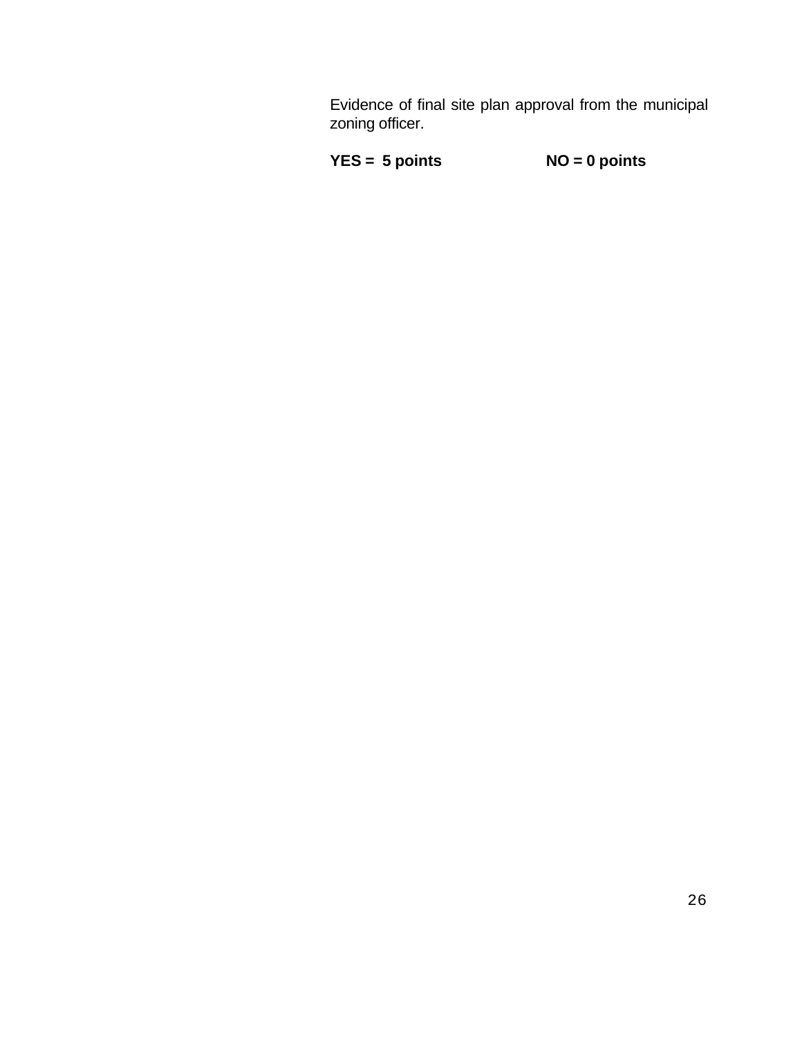Evidence of final site plan approval from the municipal zoning officer.

**YES = 5 points** **NO = 0 points**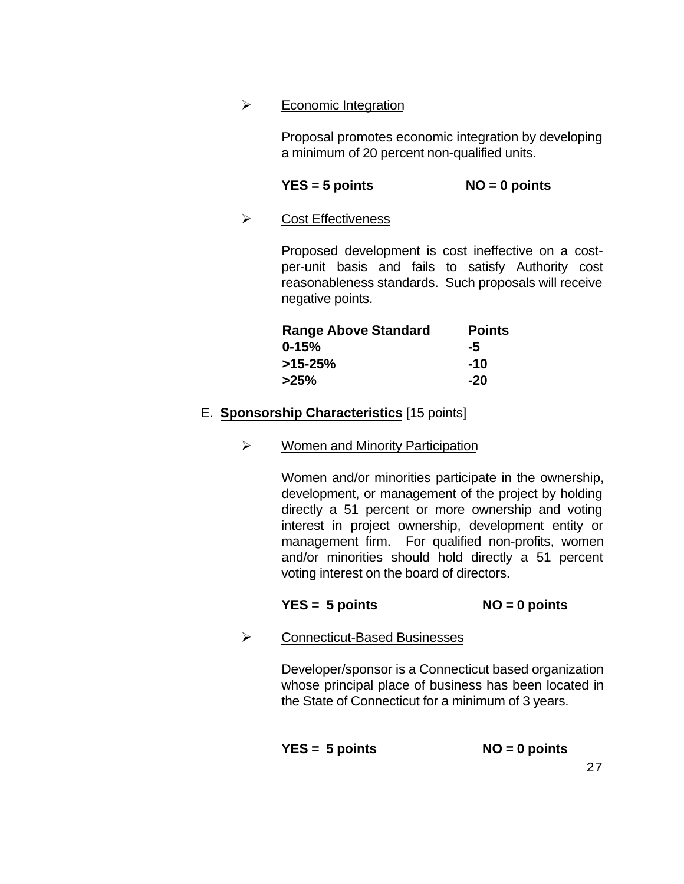- Economic Integration

  Proposal promotes economic integration by developing a minimum of 20 percent non-qualified units.

  **YES = 5 points** **NO = 0 points**

- Cost Effectiveness

  Proposed development is cost ineffective on a cost-per-unit basis and fails to satisfy Authority cost reasonableness standards. Such proposals will receive negative points.

  | Range Above Standard | Points |
  | --- | --- |
  | 0-15% | -5 |
  | >15-25% | -10 |
  | >25% | -20 |

E. **Sponsorship Characteristics** [15 points]

- Women and Minority Participation

  Women and/or minorities participate in the ownership, development, or management of the project by holding directly a 51 percent or more ownership and voting interest in project ownership, development entity or management firm. For qualified non-profits, women and/or minorities should hold directly a 51 percent voting interest on the board of directors.

  **YES = 5 points** **NO = 0 points**

- Connecticut-Based Businesses

  Developer/sponsor is a Connecticut based organization whose principal place of business has been located in the State of Connecticut for a minimum of 3 years.

  **YES = 5 points** **NO = 0 points**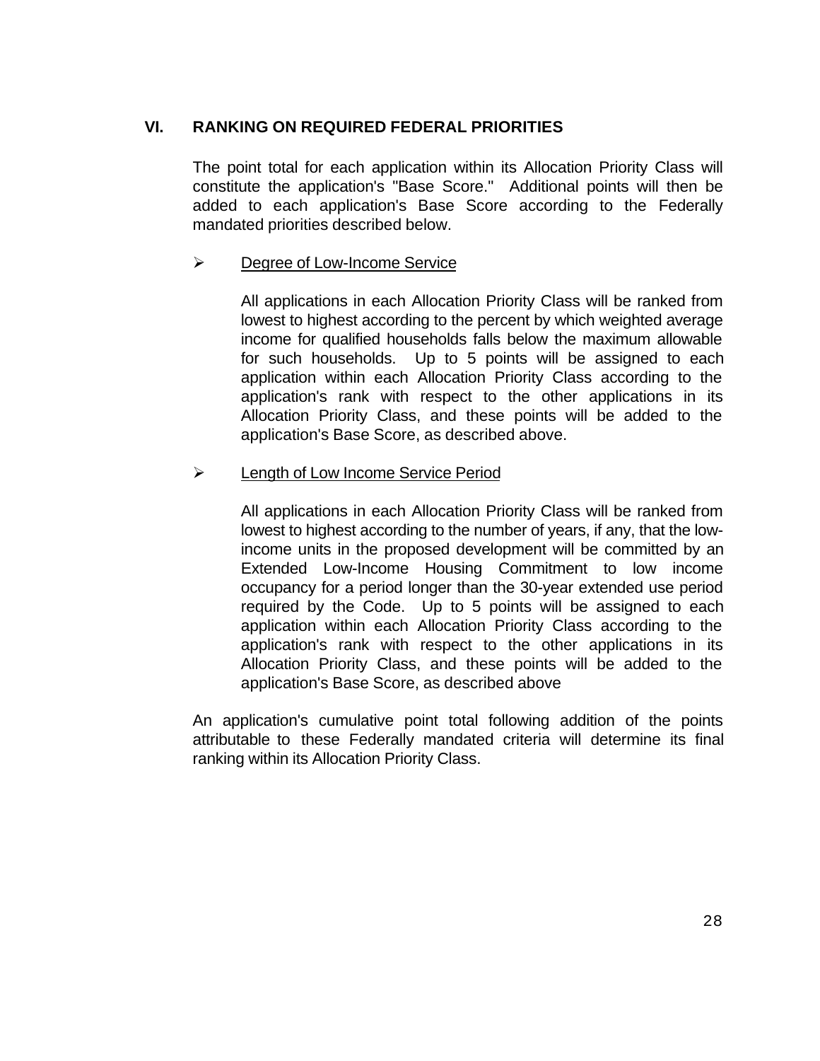## VI. RANKING ON REQUIRED FEDERAL PRIORITIES

The point total for each application within its Allocation Priority Class will constitute the application's "Base Score." Additional points will then be added to each application's Base Score according to the Federally mandated priorities described below.

- <u>Degree of Low-Income Service</u>

  All applications in each Allocation Priority Class will be ranked from lowest to highest according to the percent by which weighted average income for qualified households falls below the maximum allowable for such households. Up to 5 points will be assigned to each application within each Allocation Priority Class according to the application's rank with respect to the other applications in its Allocation Priority Class, and these points will be added to the application's Base Score, as described above.

- <u>Length of Low Income Service Period</u>

  All applications in each Allocation Priority Class will be ranked from lowest to highest according to the number of years, if any, that the low-income units in the proposed development will be committed by an Extended Low-Income Housing Commitment to low income occupancy for a period longer than the 30-year extended use period required by the Code. Up to 5 points will be assigned to each application within each Allocation Priority Class according to the application's rank with respect to the other applications in its Allocation Priority Class, and these points will be added to the application's Base Score, as described above

An application's cumulative point total following addition of the points attributable to these Federally mandated criteria will determine its final ranking within its Allocation Priority Class.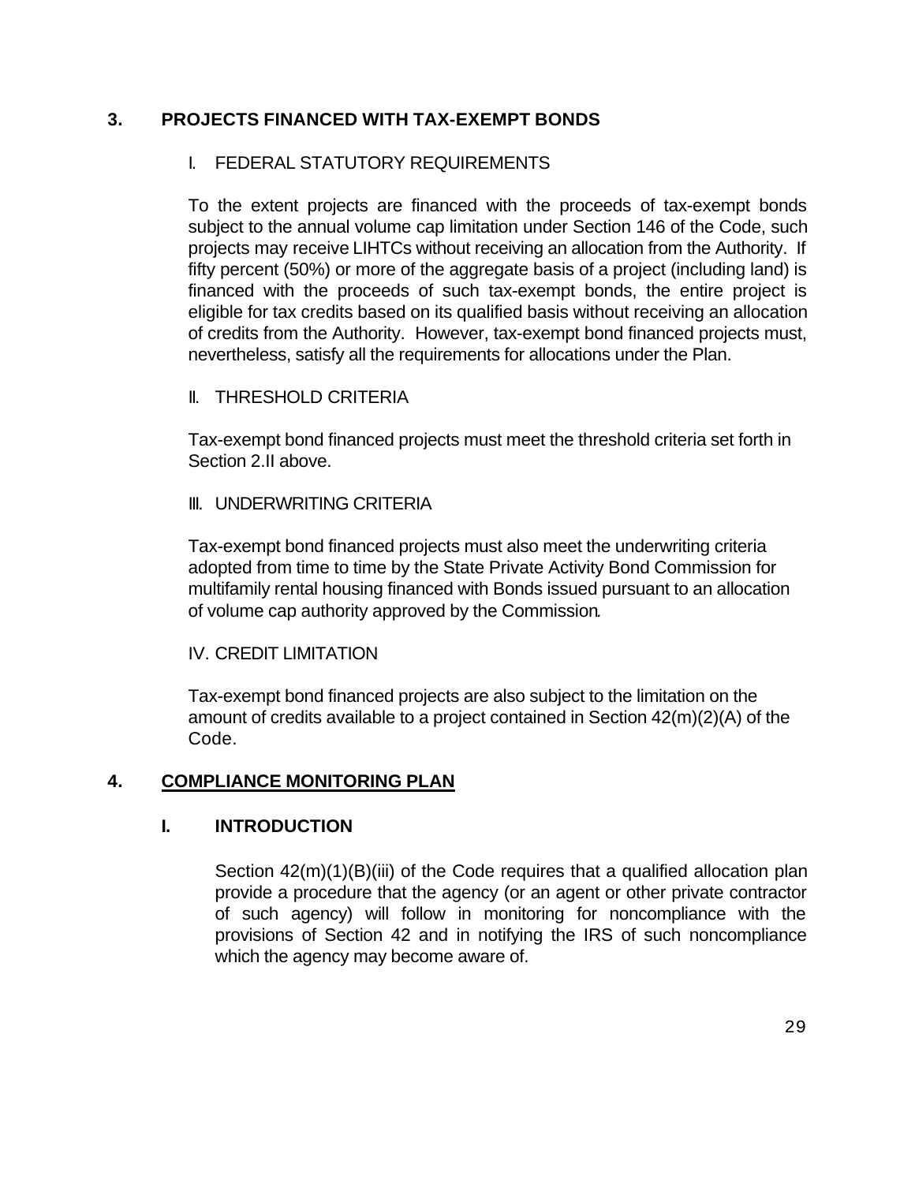## 3. PROJECTS FINANCED WITH TAX-EXEMPT BONDS

### I. FEDERAL STATUTORY REQUIREMENTS

To the extent projects are financed with the proceeds of tax-exempt bonds subject to the annual volume cap limitation under Section 146 of the Code, such projects may receive LIHTCs without receiving an allocation from the Authority. If fifty percent (50%) or more of the aggregate basis of a project (including land) is financed with the proceeds of such tax-exempt bonds, the entire project is eligible for tax credits based on its qualified basis without receiving an allocation of credits from the Authority. However, tax-exempt bond financed projects must, nevertheless, satisfy all the requirements for allocations under the Plan.

### II. THRESHOLD CRITERIA

Tax-exempt bond financed projects must meet the threshold criteria set forth in Section 2.II above.

### III. UNDERWRITING CRITERIA

Tax-exempt bond financed projects must also meet the underwriting criteria adopted from time to time by the State Private Activity Bond Commission for multifamily rental housing financed with Bonds issued pursuant to an allocation of volume cap authority approved by the Commission.

### IV. CREDIT LIMITATION

Tax-exempt bond financed projects are also subject to the limitation on the amount of credits available to a project contained in Section 42(m)(2)(A) of the Code.

## 4. COMPLIANCE MONITORING PLAN

### I. INTRODUCTION

Section 42(m)(1)(B)(iii) of the Code requires that a qualified allocation plan provide a procedure that the agency (or an agent or other private contractor of such agency) will follow in monitoring for noncompliance with the provisions of Section 42 and in notifying the IRS of such noncompliance which the agency may become aware of.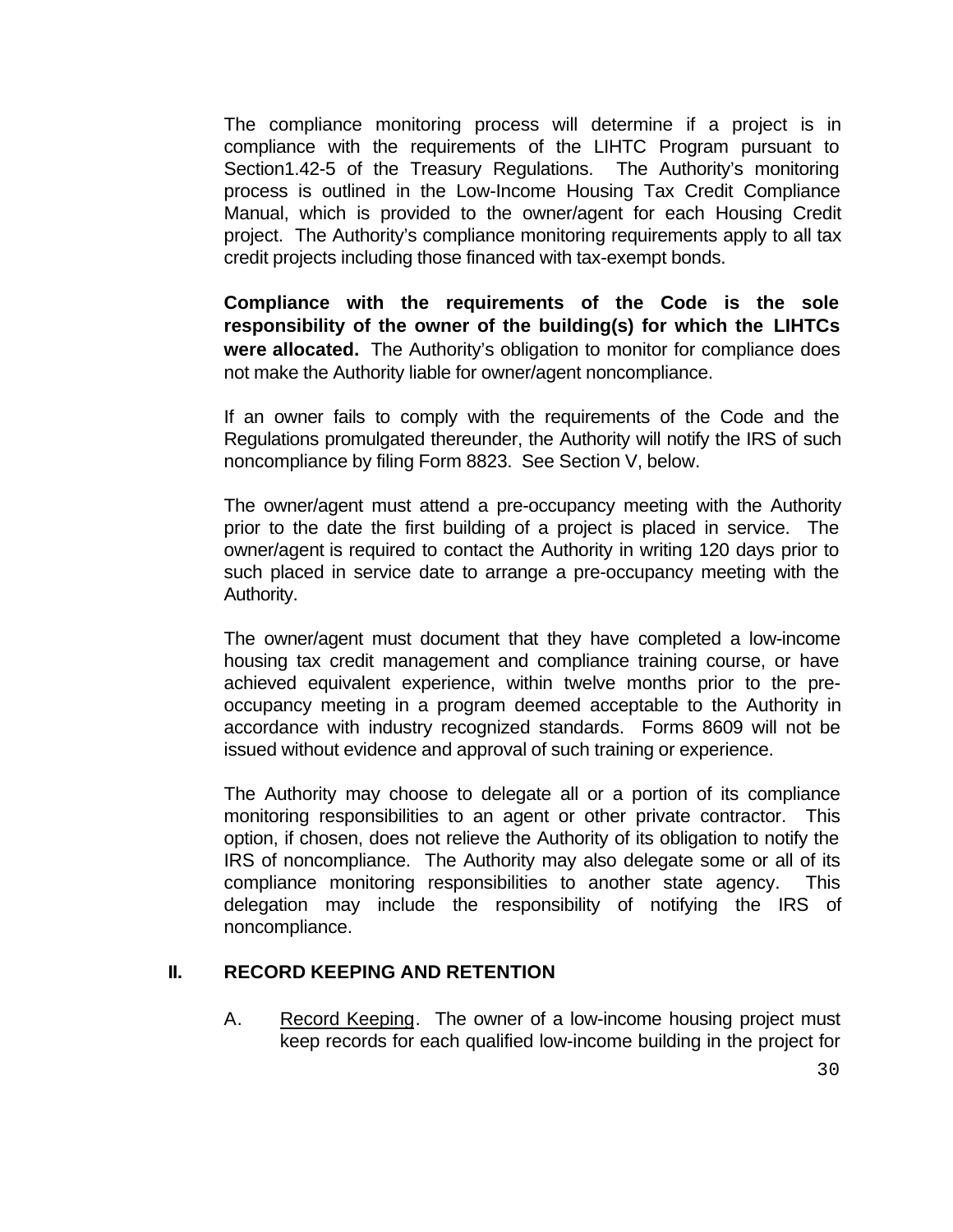The compliance monitoring process will determine if a project is in compliance with the requirements of the LIHTC Program pursuant to Section1.42-5 of the Treasury Regulations. The Authority's monitoring process is outlined in the Low-Income Housing Tax Credit Compliance Manual, which is provided to the owner/agent for each Housing Credit project. The Authority's compliance monitoring requirements apply to all tax credit projects including those financed with tax-exempt bonds.

**Compliance with the requirements of the Code is the sole responsibility of the owner of the building(s) for which the LIHTCs were allocated.** The Authority's obligation to monitor for compliance does not make the Authority liable for owner/agent noncompliance.

If an owner fails to comply with the requirements of the Code and the Regulations promulgated thereunder, the Authority will notify the IRS of such noncompliance by filing Form 8823. See Section V, below.

The owner/agent must attend a pre-occupancy meeting with the Authority prior to the date the first building of a project is placed in service. The owner/agent is required to contact the Authority in writing 120 days prior to such placed in service date to arrange a pre-occupancy meeting with the Authority.

The owner/agent must document that they have completed a low-income housing tax credit management and compliance training course, or have achieved equivalent experience, within twelve months prior to the pre-occupancy meeting in a program deemed acceptable to the Authority in accordance with industry recognized standards. Forms 8609 will not be issued without evidence and approval of such training or experience.

The Authority may choose to delegate all or a portion of its compliance monitoring responsibilities to an agent or other private contractor. This option, if chosen, does not relieve the Authority of its obligation to notify the IRS of noncompliance. The Authority may also delegate some or all of its compliance monitoring responsibilities to another state agency. This delegation may include the responsibility of notifying the IRS of noncompliance.

## II. RECORD KEEPING AND RETENTION

A. Record Keeping. The owner of a low-income housing project must keep records for each qualified low-income building in the project for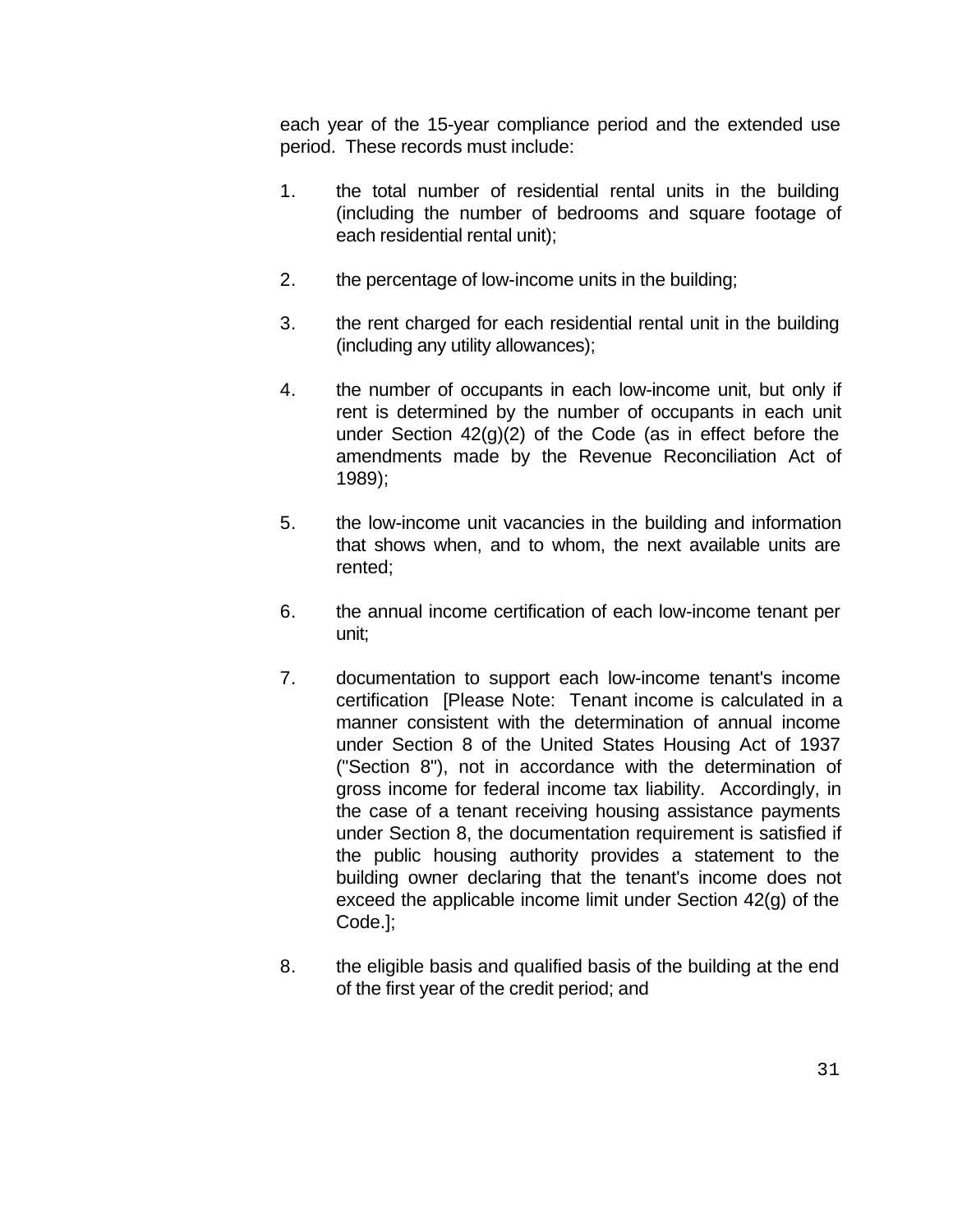each year of the 15-year compliance period and the extended use period. These records must include:

1. the total number of residential rental units in the building (including the number of bedrooms and square footage of each residential rental unit);

2. the percentage of low-income units in the building;

3. the rent charged for each residential rental unit in the building (including any utility allowances);

4. the number of occupants in each low-income unit, but only if rent is determined by the number of occupants in each unit under Section 42(g)(2) of the Code (as in effect before the amendments made by the Revenue Reconciliation Act of 1989);

5. the low-income unit vacancies in the building and information that shows when, and to whom, the next available units are rented;

6. the annual income certification of each low-income tenant per unit;

7. documentation to support each low-income tenant's income certification [Please Note: Tenant income is calculated in a manner consistent with the determination of annual income under Section 8 of the United States Housing Act of 1937 ("Section 8"), not in accordance with the determination of gross income for federal income tax liability. Accordingly, in the case of a tenant receiving housing assistance payments under Section 8, the documentation requirement is satisfied if the public housing authority provides a statement to the building owner declaring that the tenant's income does not exceed the applicable income limit under Section 42(g) of the Code.];

8. the eligible basis and qualified basis of the building at the end of the first year of the credit period; and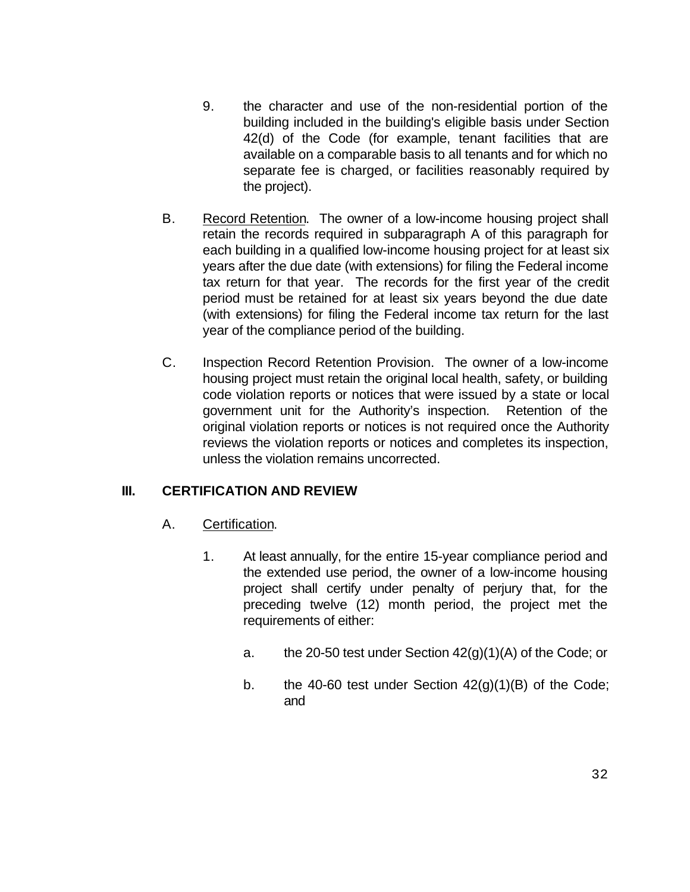9. the character and use of the non-residential portion of the building included in the building's eligible basis under Section 42(d) of the Code (for example, tenant facilities that are available on a comparable basis to all tenants and for which no separate fee is charged, or facilities reasonably required by the project).

B. Record Retention. The owner of a low-income housing project shall retain the records required in subparagraph A of this paragraph for each building in a qualified low-income housing project for at least six years after the due date (with extensions) for filing the Federal income tax return for that year. The records for the first year of the credit period must be retained for at least six years beyond the due date (with extensions) for filing the Federal income tax return for the last year of the compliance period of the building.

C. Inspection Record Retention Provision. The owner of a low-income housing project must retain the original local health, safety, or building code violation reports or notices that were issued by a state or local government unit for the Authority's inspection. Retention of the original violation reports or notices is not required once the Authority reviews the violation reports or notices and completes its inspection, unless the violation remains uncorrected.

## III. CERTIFICATION AND REVIEW

A. Certification.

1. At least annually, for the entire 15-year compliance period and the extended use period, the owner of a low-income housing project shall certify under penalty of perjury that, for the preceding twelve (12) month period, the project met the requirements of either:

    a. the 20-50 test under Section 42(g)(1)(A) of the Code; or

    b. the 40-60 test under Section 42(g)(1)(B) of the Code; and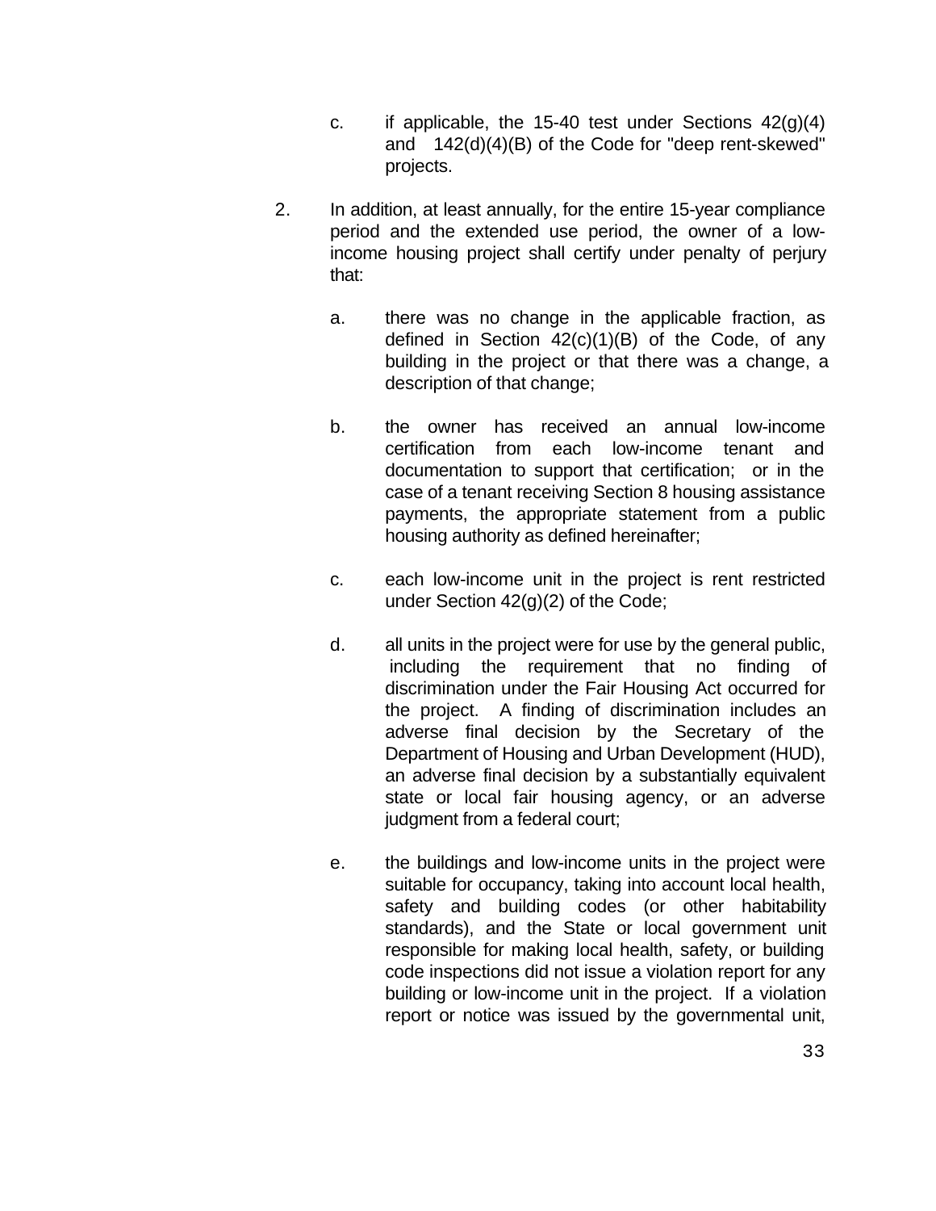c. if applicable, the 15-40 test under Sections 42(g)(4) and 142(d)(4)(B) of the Code for "deep rent-skewed" projects.

2. In addition, at least annually, for the entire 15-year compliance period and the extended use period, the owner of a low-income housing project shall certify under penalty of perjury that:

   a. there was no change in the applicable fraction, as defined in Section 42(c)(1)(B) of the Code, of any building in the project or that there was a change, a description of that change;

   b. the owner has received an annual low-income certification from each low-income tenant and documentation to support that certification; or in the case of a tenant receiving Section 8 housing assistance payments, the appropriate statement from a public housing authority as defined hereinafter;

   c. each low-income unit in the project is rent restricted under Section 42(g)(2) of the Code;

   d. all units in the project were for use by the general public, including the requirement that no finding of discrimination under the Fair Housing Act occurred for the project. A finding of discrimination includes an adverse final decision by the Secretary of the Department of Housing and Urban Development (HUD), an adverse final decision by a substantially equivalent state or local fair housing agency, or an adverse judgment from a federal court;

   e. the buildings and low-income units in the project were suitable for occupancy, taking into account local health, safety and building codes (or other habitability standards), and the State or local government unit responsible for making local health, safety, or building code inspections did not issue a violation report for any building or low-income unit in the project. If a violation report or notice was issued by the governmental unit,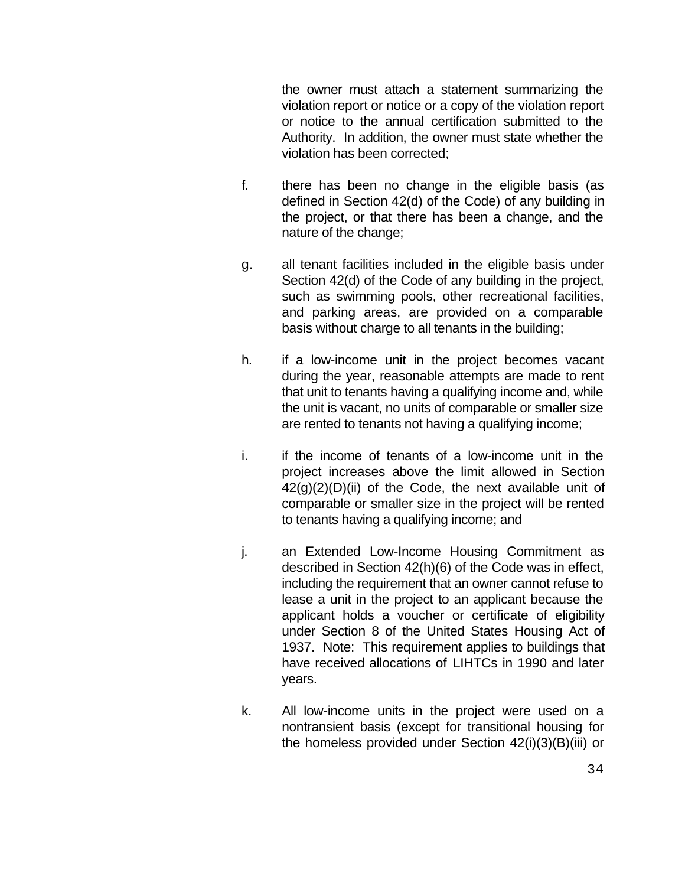the owner must attach a statement summarizing the violation report or notice or a copy of the violation report or notice to the annual certification submitted to the Authority. In addition, the owner must state whether the violation has been corrected;

f. there has been no change in the eligible basis (as defined in Section 42(d) of the Code) of any building in the project, or that there has been a change, and the nature of the change;

g. all tenant facilities included in the eligible basis under Section 42(d) of the Code of any building in the project, such as swimming pools, other recreational facilities, and parking areas, are provided on a comparable basis without charge to all tenants in the building;

h. if a low-income unit in the project becomes vacant during the year, reasonable attempts are made to rent that unit to tenants having a qualifying income and, while the unit is vacant, no units of comparable or smaller size are rented to tenants not having a qualifying income;

i. if the income of tenants of a low-income unit in the project increases above the limit allowed in Section 42(g)(2)(D)(ii) of the Code, the next available unit of comparable or smaller size in the project will be rented to tenants having a qualifying income; and

j. an Extended Low-Income Housing Commitment as described in Section 42(h)(6) of the Code was in effect, including the requirement that an owner cannot refuse to lease a unit in the project to an applicant because the applicant holds a voucher or certificate of eligibility under Section 8 of the United States Housing Act of 1937. Note: This requirement applies to buildings that have received allocations of LIHTCs in 1990 and later years.

k. All low-income units in the project were used on a nontransient basis (except for transitional housing for the homeless provided under Section 42(i)(3)(B)(iii) or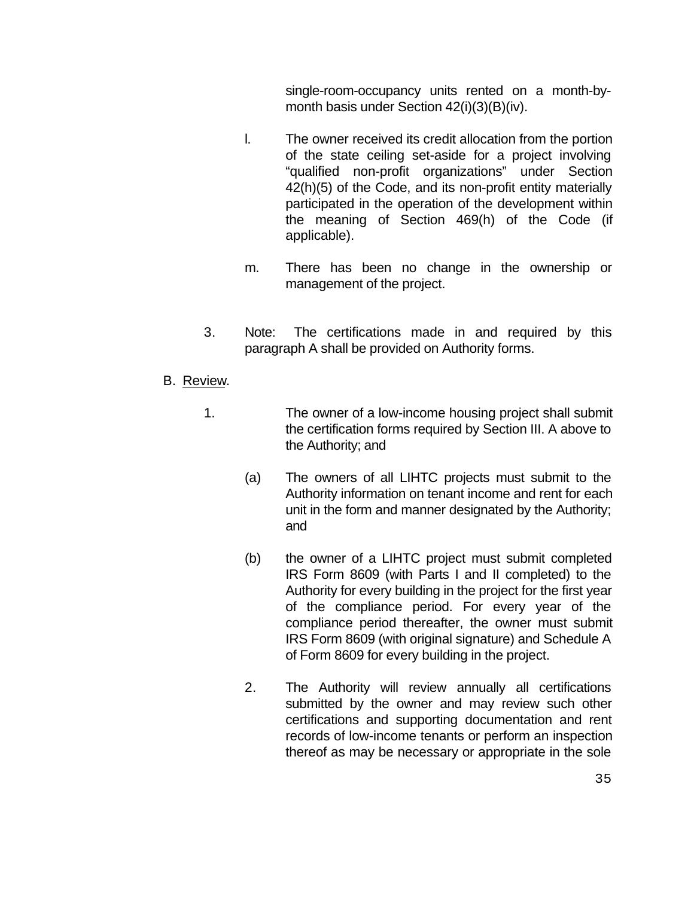single-room-occupancy units rented on a month-by-month basis under Section 42(i)(3)(B)(iv).

l. The owner received its credit allocation from the portion of the state ceiling set-aside for a project involving “qualified non-profit organizations” under Section 42(h)(5) of the Code, and its non-profit entity materially participated in the operation of the development within the meaning of Section 469(h) of the Code (if applicable).

m. There has been no change in the ownership or management of the project.

3. Note: The certifications made in and required by this paragraph A shall be provided on Authority forms.

B. <u>Review</u>.

1. The owner of a low-income housing project shall submit the certification forms required by Section III. A above to the Authority; and

(a) The owners of all LIHTC projects must submit to the Authority information on tenant income and rent for each unit in the form and manner designated by the Authority; and

(b) the owner of a LIHTC project must submit completed IRS Form 8609 (with Parts I and II completed) to the Authority for every building in the project for the first year of the compliance period. For every year of the compliance period thereafter, the owner must submit IRS Form 8609 (with original signature) and Schedule A of Form 8609 for every building in the project.

2. The Authority will review annually all certifications submitted by the owner and may review such other certifications and supporting documentation and rent records of low-income tenants or perform an inspection thereof as may be necessary or appropriate in the sole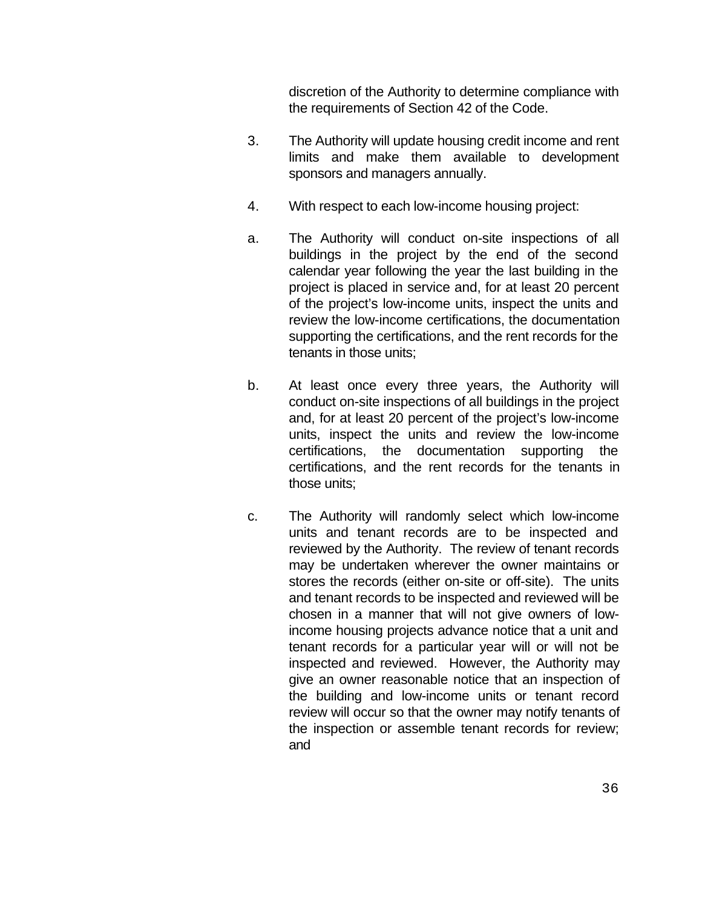discretion of the Authority to determine compliance with the requirements of Section 42 of the Code.

3. The Authority will update housing credit income and rent limits and make them available to development sponsors and managers annually.

4. With respect to each low-income housing project:

a. The Authority will conduct on-site inspections of all buildings in the project by the end of the second calendar year following the year the last building in the project is placed in service and, for at least 20 percent of the project's low-income units, inspect the units and review the low-income certifications, the documentation supporting the certifications, and the rent records for the tenants in those units;

b. At least once every three years, the Authority will conduct on-site inspections of all buildings in the project and, for at least 20 percent of the project's low-income units, inspect the units and review the low-income certifications, the documentation supporting the certifications, and the rent records for the tenants in those units;

c. The Authority will randomly select which low-income units and tenant records are to be inspected and reviewed by the Authority. The review of tenant records may be undertaken wherever the owner maintains or stores the records (either on-site or off-site). The units and tenant records to be inspected and reviewed will be chosen in a manner that will not give owners of low-income housing projects advance notice that a unit and tenant records for a particular year will or will not be inspected and reviewed. However, the Authority may give an owner reasonable notice that an inspection of the building and low-income units or tenant record review will occur so that the owner may notify tenants of the inspection or assemble tenant records for review; and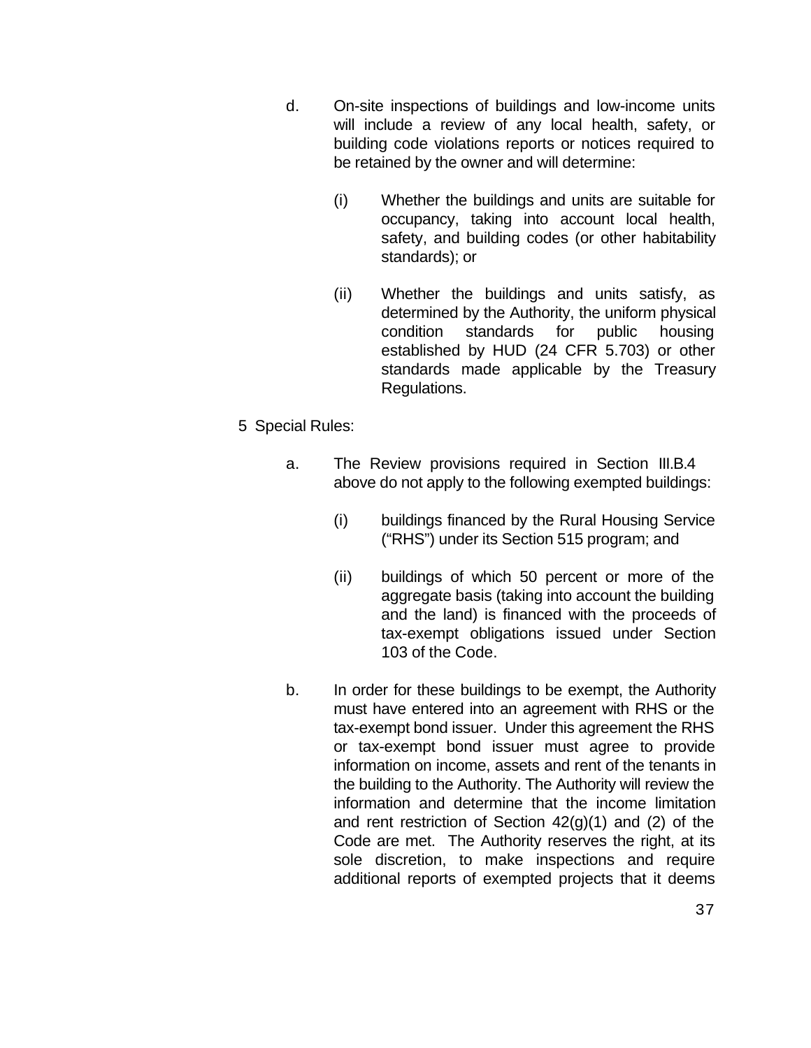d. On-site inspections of buildings and low-income units will include a review of any local health, safety, or building code violations reports or notices required to be retained by the owner and will determine:

   (i) Whether the buildings and units are suitable for occupancy, taking into account local health, safety, and building codes (or other habitability standards); or

   (ii) Whether the buildings and units satisfy, as determined by the Authority, the uniform physical condition standards for public housing established by HUD (24 CFR 5.703) or other standards made applicable by the Treasury Regulations.

5 Special Rules:

a. The Review provisions required in Section III.B.4 above do not apply to the following exempted buildings:

   (i) buildings financed by the Rural Housing Service ("RHS") under its Section 515 program; and

   (ii) buildings of which 50 percent or more of the aggregate basis (taking into account the building and the land) is financed with the proceeds of tax-exempt obligations issued under Section 103 of the Code.

b. In order for these buildings to be exempt, the Authority must have entered into an agreement with RHS or the tax-exempt bond issuer. Under this agreement the RHS or tax-exempt bond issuer must agree to provide information on income, assets and rent of the tenants in the building to the Authority. The Authority will review the information and determine that the income limitation and rent restriction of Section 42(g)(1) and (2) of the Code are met. The Authority reserves the right, at its sole discretion, to make inspections and require additional reports of exempted projects that it deems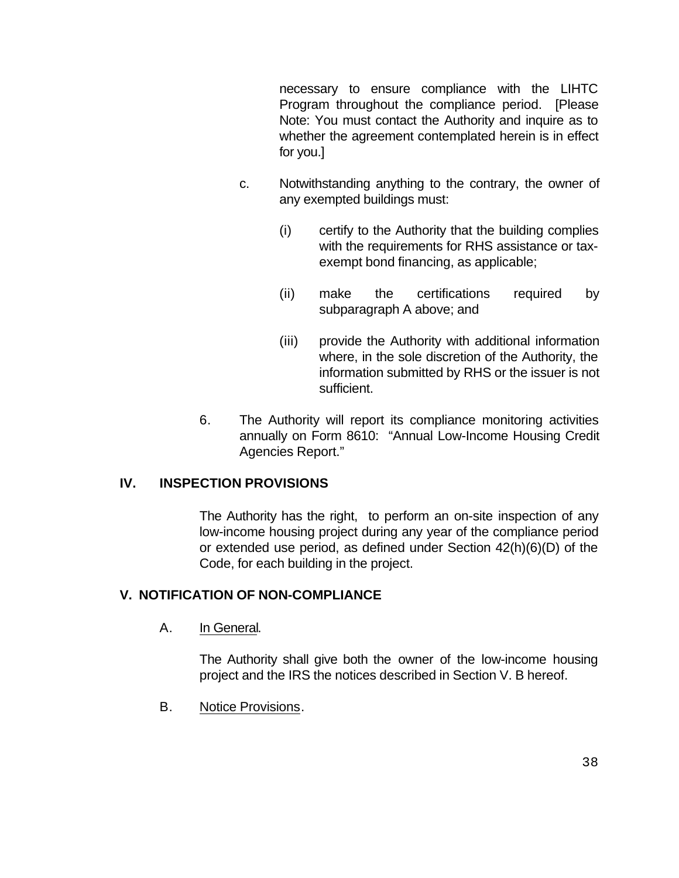necessary to ensure compliance with the LIHTC Program throughout the compliance period. [Please Note: You must contact the Authority and inquire as to whether the agreement contemplated herein is in effect for you.]

c. Notwithstanding anything to the contrary, the owner of any exempted buildings must:

(i) certify to the Authority that the building complies with the requirements for RHS assistance or tax-exempt bond financing, as applicable;

(ii) make the certifications required by subparagraph A above; and

(iii) provide the Authority with additional information where, in the sole discretion of the Authority, the information submitted by RHS or the issuer is not sufficient.

6. The Authority will report its compliance monitoring activities annually on Form 8610: "Annual Low-Income Housing Credit Agencies Report."

## IV. INSPECTION PROVISIONS

The Authority has the right, to perform an on-site inspection of any low-income housing project during any year of the compliance period or extended use period, as defined under Section 42(h)(6)(D) of the Code, for each building in the project.

## V. NOTIFICATION OF NON-COMPLIANCE

A. In General.

The Authority shall give both the owner of the low-income housing project and the IRS the notices described in Section V. B hereof.

B. Notice Provisions.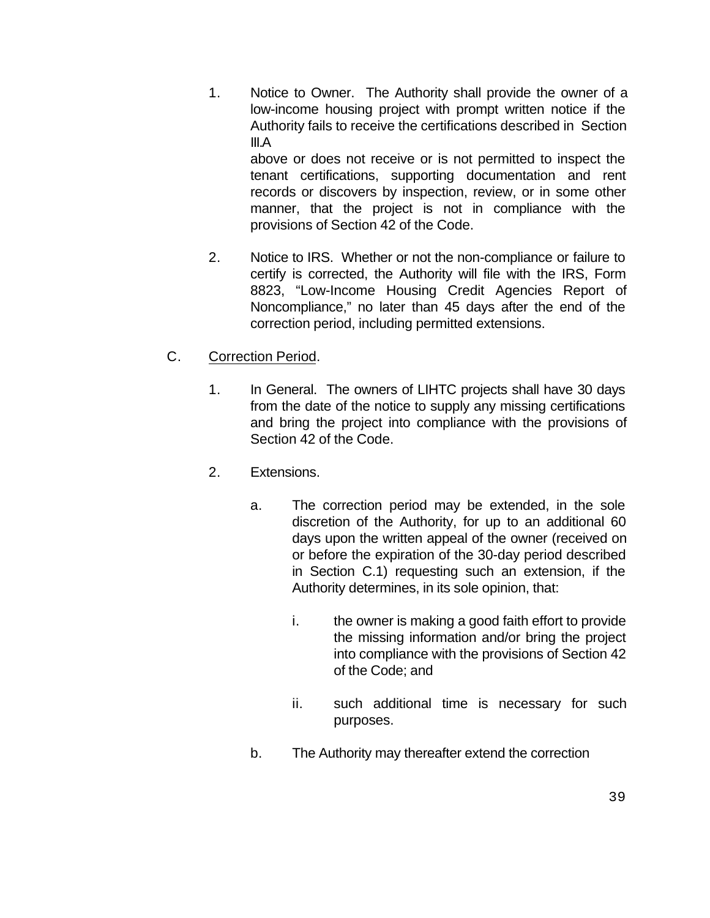1. Notice to Owner. The Authority shall provide the owner of a low-income housing project with prompt written notice if the Authority fails to receive the certifications described in Section III.A above or does not receive or is not permitted to inspect the tenant certifications, supporting documentation and rent records or discovers by inspection, review, or in some other manner, that the project is not in compliance with the provisions of Section 42 of the Code.

2. Notice to IRS. Whether or not the non-compliance or failure to certify is corrected, the Authority will file with the IRS, Form 8823, "Low-Income Housing Credit Agencies Report of Noncompliance," no later than 45 days after the end of the correction period, including permitted extensions.

C. Correction Period.

1. In General. The owners of LIHTC projects shall have 30 days from the date of the notice to supply any missing certifications and bring the project into compliance with the provisions of Section 42 of the Code.

2. Extensions.

   a. The correction period may be extended, in the sole discretion of the Authority, for up to an additional 60 days upon the written appeal of the owner (received on or before the expiration of the 30-day period described in Section C.1) requesting such an extension, if the Authority determines, in its sole opinion, that:

      i. the owner is making a good faith effort to provide the missing information and/or bring the project into compliance with the provisions of Section 42 of the Code; and

      ii. such additional time is necessary for such purposes.

   b. The Authority may thereafter extend the correction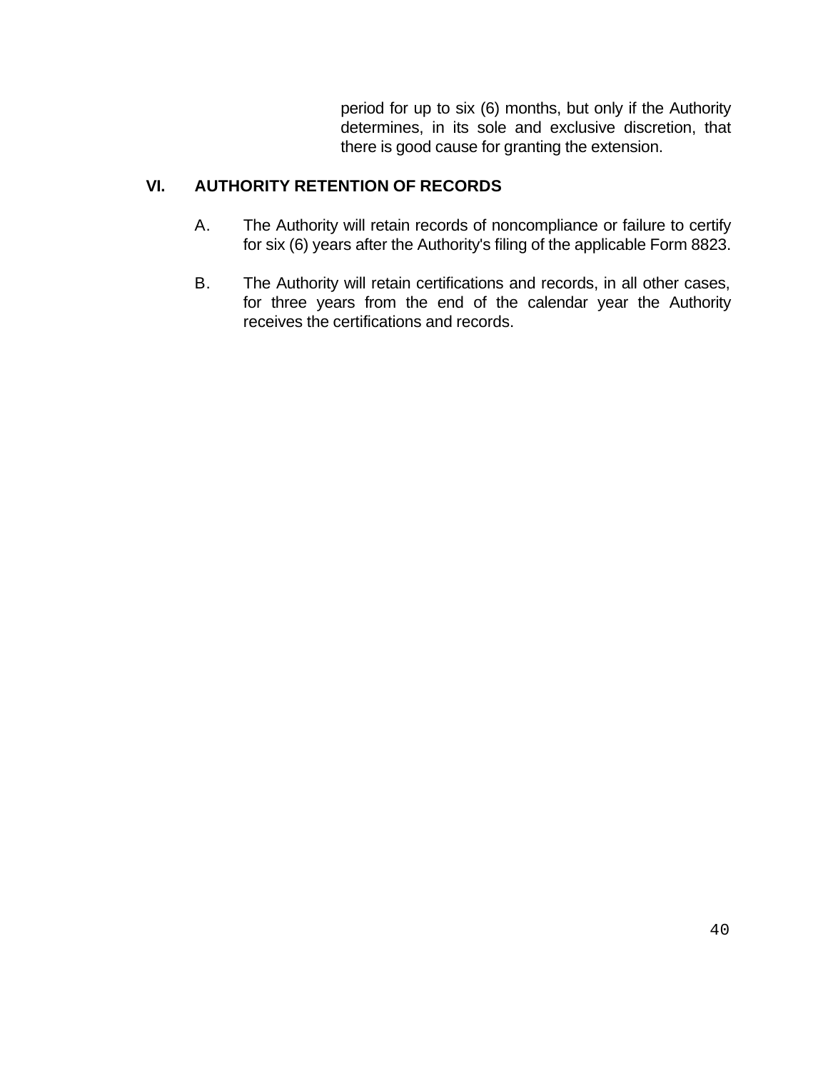period for up to six (6) months, but only if the Authority determines, in its sole and exclusive discretion, that there is good cause for granting the extension.

## VI. AUTHORITY RETENTION OF RECORDS

A. The Authority will retain records of noncompliance or failure to certify for six (6) years after the Authority's filing of the applicable Form 8823.

B. The Authority will retain certifications and records, in all other cases, for three years from the end of the calendar year the Authority receives the certifications and records.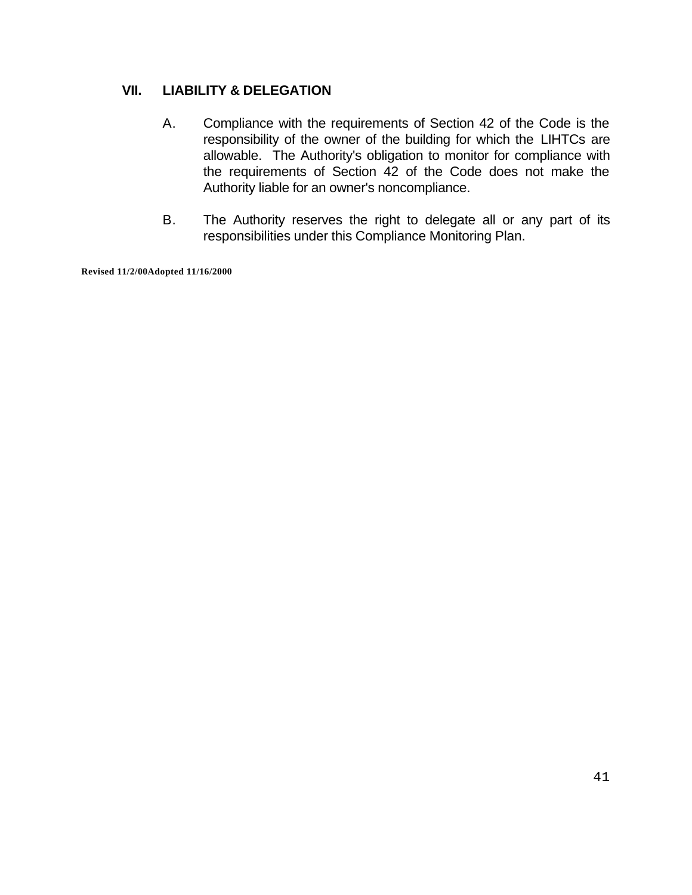## VII. LIABILITY & DELEGATION

A. Compliance with the requirements of Section 42 of the Code is the responsibility of the owner of the building for which the LIHTCs are allowable. The Authority's obligation to monitor for compliance with the requirements of Section 42 of the Code does not make the Authority liable for an owner's noncompliance.

B. The Authority reserves the right to delegate all or any part of its responsibilities under this Compliance Monitoring Plan.

**Revised 11/2/00Adopted 11/16/2000**